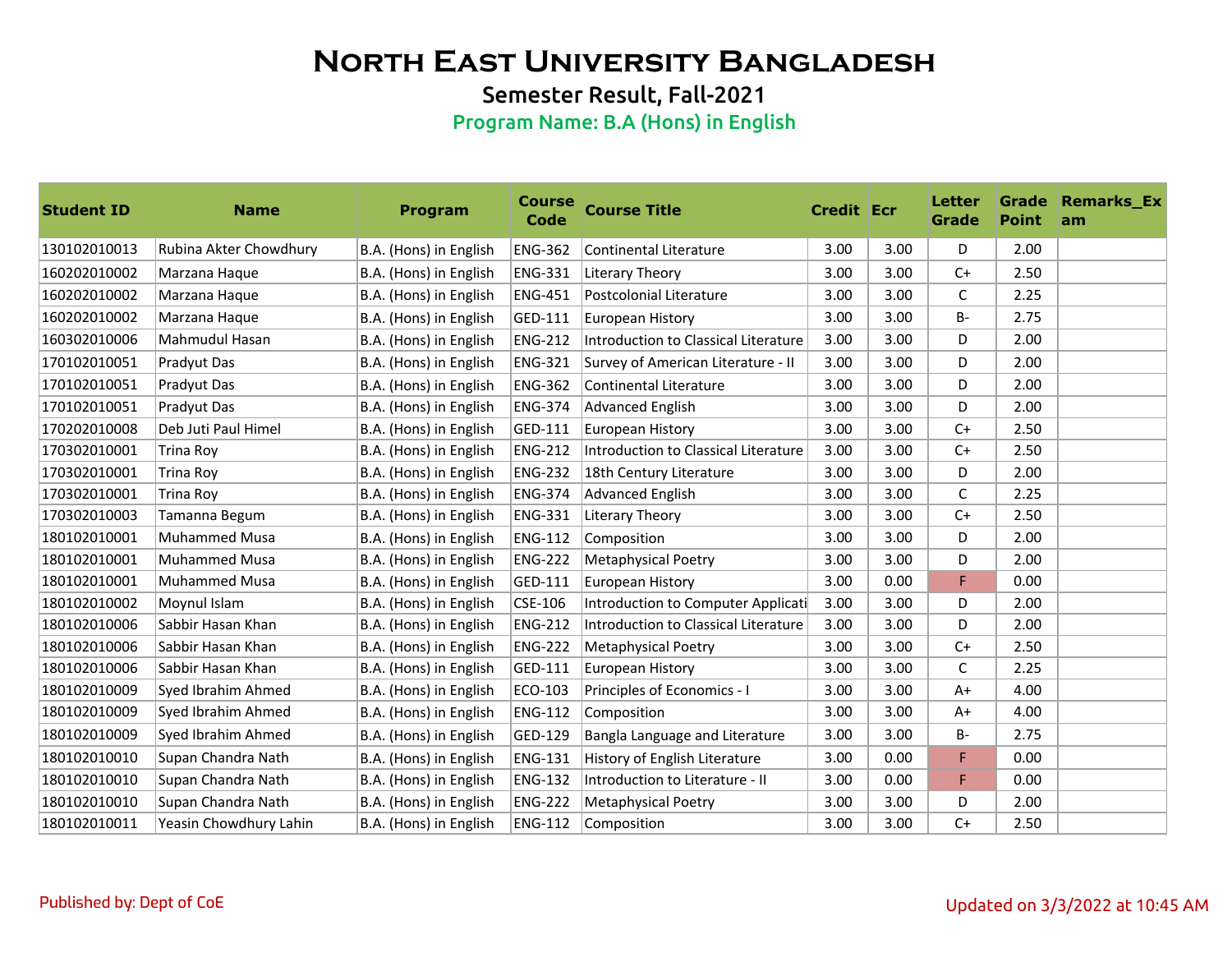# North East University Bangladesh

## Semester Result, Fall-2021

### Program Name: B.A (Hons) in English

| Student ID | Name | Program | Course Code | Course Title | Credit | Ecr | Letter Grade | Grade Point | Remarks_Exam |
|---|---|---|---|---|---|---|---|---|---|
| 130102010013 | Rubina Akter Chowdhury | B.A. (Hons) in English | ENG-362 | Continental Literature | 3.00 | 3.00 | D | 2.00 | |
| 160202010002 | Marzana Haque | B.A. (Hons) in English | ENG-331 | Literary Theory | 3.00 | 3.00 | C+ | 2.50 | |
| 160202010002 | Marzana Haque | B.A. (Hons) in English | ENG-451 | Postcolonial Literature | 3.00 | 3.00 | C | 2.25 | |
| 160202010002 | Marzana Haque | B.A. (Hons) in English | GED-111 | European History | 3.00 | 3.00 | B- | 2.75 | |
| 160302010006 | Mahmudul Hasan | B.A. (Hons) in English | ENG-212 | Introduction to Classical Literature | 3.00 | 3.00 | D | 2.00 | |
| 170102010051 | Pradyut Das | B.A. (Hons) in English | ENG-321 | Survey of American Literature - II | 3.00 | 3.00 | D | 2.00 | |
| 170102010051 | Pradyut Das | B.A. (Hons) in English | ENG-362 | Continental Literature | 3.00 | 3.00 | D | 2.00 | |
| 170102010051 | Pradyut Das | B.A. (Hons) in English | ENG-374 | Advanced English | 3.00 | 3.00 | D | 2.00 | |
| 170202010008 | Deb Juti Paul Himel | B.A. (Hons) in English | GED-111 | European History | 3.00 | 3.00 | C+ | 2.50 | |
| 170302010001 | Trina Roy | B.A. (Hons) in English | ENG-212 | Introduction to Classical Literature | 3.00 | 3.00 | C+ | 2.50 | |
| 170302010001 | Trina Roy | B.A. (Hons) in English | ENG-232 | 18th Century Literature | 3.00 | 3.00 | D | 2.00 | |
| 170302010001 | Trina Roy | B.A. (Hons) in English | ENG-374 | Advanced English | 3.00 | 3.00 | C | 2.25 | |
| 170302010003 | Tamanna Begum | B.A. (Hons) in English | ENG-331 | Literary Theory | 3.00 | 3.00 | C+ | 2.50 | |
| 180102010001 | Muhammed Musa | B.A. (Hons) in English | ENG-112 | Composition | 3.00 | 3.00 | D | 2.00 | |
| 180102010001 | Muhammed Musa | B.A. (Hons) in English | ENG-222 | Metaphysical Poetry | 3.00 | 3.00 | D | 2.00 | |
| 180102010001 | Muhammed Musa | B.A. (Hons) in English | GED-111 | European History | 3.00 | 0.00 | F | 0.00 | |
| 180102010002 | Moynul Islam | B.A. (Hons) in English | CSE-106 | Introduction to Computer Applicati | 3.00 | 3.00 | D | 2.00 | |
| 180102010006 | Sabbir Hasan Khan | B.A. (Hons) in English | ENG-212 | Introduction to Classical Literature | 3.00 | 3.00 | D | 2.00 | |
| 180102010006 | Sabbir Hasan Khan | B.A. (Hons) in English | ENG-222 | Metaphysical Poetry | 3.00 | 3.00 | C+ | 2.50 | |
| 180102010006 | Sabbir Hasan Khan | B.A. (Hons) in English | GED-111 | European History | 3.00 | 3.00 | C | 2.25 | |
| 180102010009 | Syed Ibrahim Ahmed | B.A. (Hons) in English | ECO-103 | Principles of Economics - I | 3.00 | 3.00 | A+ | 4.00 | |
| 180102010009 | Syed Ibrahim Ahmed | B.A. (Hons) in English | ENG-112 | Composition | 3.00 | 3.00 | A+ | 4.00 | |
| 180102010009 | Syed Ibrahim Ahmed | B.A. (Hons) in English | GED-129 | Bangla Language and Literature | 3.00 | 3.00 | B- | 2.75 | |
| 180102010010 | Supan Chandra Nath | B.A. (Hons) in English | ENG-131 | History of English Literature | 3.00 | 0.00 | F | 0.00 | |
| 180102010010 | Supan Chandra Nath | B.A. (Hons) in English | ENG-132 | Introduction to Literature - II | 3.00 | 0.00 | F | 0.00 | |
| 180102010010 | Supan Chandra Nath | B.A. (Hons) in English | ENG-222 | Metaphysical Poetry | 3.00 | 3.00 | D | 2.00 | |
| 180102010011 | Yeasin Chowdhury Lahin | B.A. (Hons) in English | ENG-112 | Composition | 3.00 | 3.00 | C+ | 2.50 | |

Published by: Dept of CoE

Updated on 3/3/2022 at 10:45 AM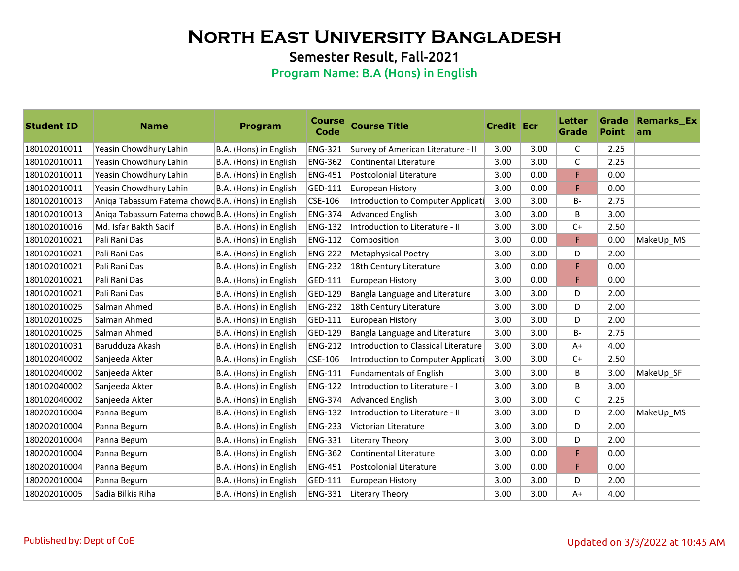# North East University Bangladesh

## Semester Result, Fall-2021

### Program Name: B.A (Hons) in English

| Student ID | Name | Program | Course Code | Course Title | Credit | Ecr | Letter Grade | Grade Point | Remarks_Exam |
|---|---|---|---|---|---|---|---|---|---|
| 180102010011 | Yeasin Chowdhury Lahin | B.A. (Hons) in English | ENG-321 | Survey of American Literature - II | 3.00 | 3.00 | C | 2.25 | |
| 180102010011 | Yeasin Chowdhury Lahin | B.A. (Hons) in English | ENG-362 | Continental Literature | 3.00 | 3.00 | C | 2.25 | |
| 180102010011 | Yeasin Chowdhury Lahin | B.A. (Hons) in English | ENG-451 | Postcolonial Literature | 3.00 | 0.00 | F | 0.00 | |
| 180102010011 | Yeasin Chowdhury Lahin | B.A. (Hons) in English | GED-111 | European History | 3.00 | 0.00 | F | 0.00 | |
| 180102010013 | Aniqa Tabassum Fatema chowd | B.A. (Hons) in English | CSE-106 | Introduction to Computer Applicati | 3.00 | 3.00 | B- | 2.75 | |
| 180102010013 | Aniqa Tabassum Fatema chowd | B.A. (Hons) in English | ENG-374 | Advanced English | 3.00 | 3.00 | B | 3.00 | |
| 180102010016 | Md. Isfar Bakht Saqif | B.A. (Hons) in English | ENG-132 | Introduction to Literature - II | 3.00 | 3.00 | C+ | 2.50 | |
| 180102010021 | Pali Rani Das | B.A. (Hons) in English | ENG-112 | Composition | 3.00 | 0.00 | F | 0.00 | MakeUp_MS |
| 180102010021 | Pali Rani Das | B.A. (Hons) in English | ENG-222 | Metaphysical Poetry | 3.00 | 3.00 | D | 2.00 | |
| 180102010021 | Pali Rani Das | B.A. (Hons) in English | ENG-232 | 18th Century Literature | 3.00 | 0.00 | F | 0.00 | |
| 180102010021 | Pali Rani Das | B.A. (Hons) in English | GED-111 | European History | 3.00 | 0.00 | F | 0.00 | |
| 180102010021 | Pali Rani Das | B.A. (Hons) in English | GED-129 | Bangla Language and Literature | 3.00 | 3.00 | D | 2.00 | |
| 180102010025 | Salman Ahmed | B.A. (Hons) in English | ENG-232 | 18th Century Literature | 3.00 | 3.00 | D | 2.00 | |
| 180102010025 | Salman Ahmed | B.A. (Hons) in English | GED-111 | European History | 3.00 | 3.00 | D | 2.00 | |
| 180102010025 | Salman Ahmed | B.A. (Hons) in English | GED-129 | Bangla Language and Literature | 3.00 | 3.00 | B- | 2.75 | |
| 180102010031 | Barudduza Akash | B.A. (Hons) in English | ENG-212 | Introduction to Classical Literature | 3.00 | 3.00 | A+ | 4.00 | |
| 180102040002 | Sanjeeda Akter | B.A. (Hons) in English | CSE-106 | Introduction to Computer Applicati | 3.00 | 3.00 | C+ | 2.50 | |
| 180102040002 | Sanjeeda Akter | B.A. (Hons) in English | ENG-111 | Fundamentals of English | 3.00 | 3.00 | B | 3.00 | MakeUp_SF |
| 180102040002 | Sanjeeda Akter | B.A. (Hons) in English | ENG-122 | Introduction to Literature - I | 3.00 | 3.00 | B | 3.00 | |
| 180102040002 | Sanjeeda Akter | B.A. (Hons) in English | ENG-374 | Advanced English | 3.00 | 3.00 | C | 2.25 | |
| 180202010004 | Panna Begum | B.A. (Hons) in English | ENG-132 | Introduction to Literature - II | 3.00 | 3.00 | D | 2.00 | MakeUp_MS |
| 180202010004 | Panna Begum | B.A. (Hons) in English | ENG-233 | Victorian Literature | 3.00 | 3.00 | D | 2.00 | |
| 180202010004 | Panna Begum | B.A. (Hons) in English | ENG-331 | Literary Theory | 3.00 | 3.00 | D | 2.00 | |
| 180202010004 | Panna Begum | B.A. (Hons) in English | ENG-362 | Continental Literature | 3.00 | 0.00 | F | 0.00 | |
| 180202010004 | Panna Begum | B.A. (Hons) in English | ENG-451 | Postcolonial Literature | 3.00 | 0.00 | F | 0.00 | |
| 180202010004 | Panna Begum | B.A. (Hons) in English | GED-111 | European History | 3.00 | 3.00 | D | 2.00 | |
| 180202010005 | Sadia Bilkis Riha | B.A. (Hons) in English | ENG-331 | Literary Theory | 3.00 | 3.00 | A+ | 4.00 | |

Published by: Dept of CoE

Updated on 3/3/2022 at 10:45 AM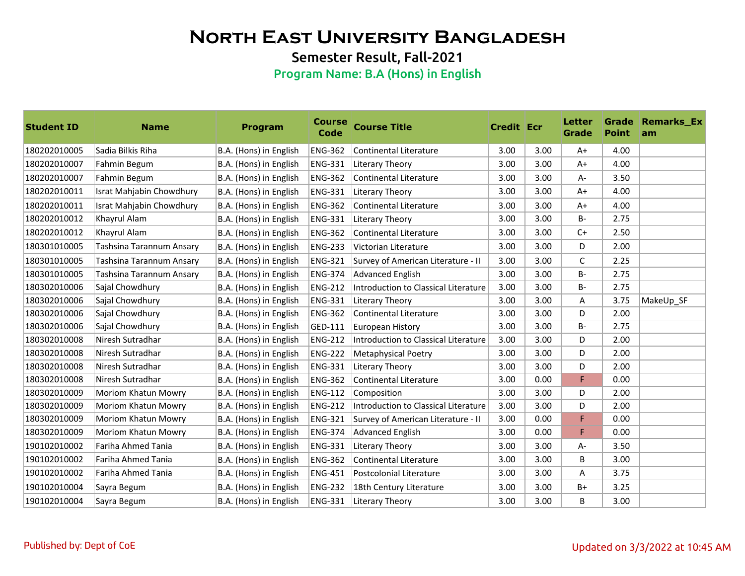# North East University Bangladesh

## Semester Result, Fall-2021

### Program Name: B.A (Hons) in English

| Student ID | Name | Program | Course Code | Course Title | Credit | Ecr | Letter Grade | Grade Point | Remarks_Exam |
|---|---|---|---|---|---|---|---|---|---|
| 180202010005 | Sadia Bilkis Riha | B.A. (Hons) in English | ENG-362 | Continental Literature | 3.00 | 3.00 | A+ | 4.00 | |
| 180202010007 | Fahmin Begum | B.A. (Hons) in English | ENG-331 | Literary Theory | 3.00 | 3.00 | A+ | 4.00 | |
| 180202010007 | Fahmin Begum | B.A. (Hons) in English | ENG-362 | Continental Literature | 3.00 | 3.00 | A- | 3.50 | |
| 180202010011 | Israt Mahjabin Chowdhury | B.A. (Hons) in English | ENG-331 | Literary Theory | 3.00 | 3.00 | A+ | 4.00 | |
| 180202010011 | Israt Mahjabin Chowdhury | B.A. (Hons) in English | ENG-362 | Continental Literature | 3.00 | 3.00 | A+ | 4.00 | |
| 180202010012 | Khayrul Alam | B.A. (Hons) in English | ENG-331 | Literary Theory | 3.00 | 3.00 | B- | 2.75 | |
| 180202010012 | Khayrul Alam | B.A. (Hons) in English | ENG-362 | Continental Literature | 3.00 | 3.00 | C+ | 2.50 | |
| 180301010005 | Tashsina Tarannum Ansary | B.A. (Hons) in English | ENG-233 | Victorian Literature | 3.00 | 3.00 | D | 2.00 | |
| 180301010005 | Tashsina Tarannum Ansary | B.A. (Hons) in English | ENG-321 | Survey of American Literature - II | 3.00 | 3.00 | C | 2.25 | |
| 180301010005 | Tashsina Tarannum Ansary | B.A. (Hons) in English | ENG-374 | Advanced English | 3.00 | 3.00 | B- | 2.75 | |
| 180302010006 | Sajal Chowdhury | B.A. (Hons) in English | ENG-212 | Introduction to Classical Literature | 3.00 | 3.00 | B- | 2.75 | |
| 180302010006 | Sajal Chowdhury | B.A. (Hons) in English | ENG-331 | Literary Theory | 3.00 | 3.00 | A | 3.75 | MakeUp_SF |
| 180302010006 | Sajal Chowdhury | B.A. (Hons) in English | ENG-362 | Continental Literature | 3.00 | 3.00 | D | 2.00 | |
| 180302010006 | Sajal Chowdhury | B.A. (Hons) in English | GED-111 | European History | 3.00 | 3.00 | B- | 2.75 | |
| 180302010008 | Niresh Sutradhar | B.A. (Hons) in English | ENG-212 | Introduction to Classical Literature | 3.00 | 3.00 | D | 2.00 | |
| 180302010008 | Niresh Sutradhar | B.A. (Hons) in English | ENG-222 | Metaphysical Poetry | 3.00 | 3.00 | D | 2.00 | |
| 180302010008 | Niresh Sutradhar | B.A. (Hons) in English | ENG-331 | Literary Theory | 3.00 | 3.00 | D | 2.00 | |
| 180302010008 | Niresh Sutradhar | B.A. (Hons) in English | ENG-362 | Continental Literature | 3.00 | 0.00 | F | 0.00 | |
| 180302010009 | Moriom Khatun Mowry | B.A. (Hons) in English | ENG-112 | Composition | 3.00 | 3.00 | D | 2.00 | |
| 180302010009 | Moriom Khatun Mowry | B.A. (Hons) in English | ENG-212 | Introduction to Classical Literature | 3.00 | 3.00 | D | 2.00 | |
| 180302010009 | Moriom Khatun Mowry | B.A. (Hons) in English | ENG-321 | Survey of American Literature - II | 3.00 | 0.00 | F | 0.00 | |
| 180302010009 | Moriom Khatun Mowry | B.A. (Hons) in English | ENG-374 | Advanced English | 3.00 | 0.00 | F | 0.00 | |
| 190102010002 | Fariha Ahmed Tania | B.A. (Hons) in English | ENG-331 | Literary Theory | 3.00 | 3.00 | A- | 3.50 | |
| 190102010002 | Fariha Ahmed Tania | B.A. (Hons) in English | ENG-362 | Continental Literature | 3.00 | 3.00 | B | 3.00 | |
| 190102010002 | Fariha Ahmed Tania | B.A. (Hons) in English | ENG-451 | Postcolonial Literature | 3.00 | 3.00 | A | 3.75 | |
| 190102010004 | Sayra Begum | B.A. (Hons) in English | ENG-232 | 18th Century Literature | 3.00 | 3.00 | B+ | 3.25 | |
| 190102010004 | Sayra Begum | B.A. (Hons) in English | ENG-331 | Literary Theory | 3.00 | 3.00 | B | 3.00 | |

Published by: Dept of CoE

Updated on 3/3/2022 at 10:45 AM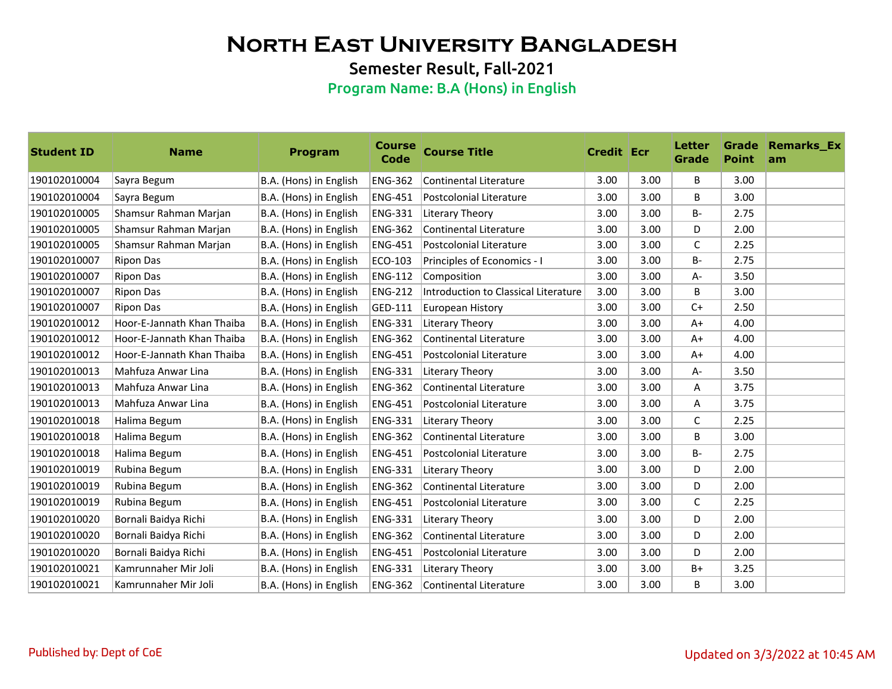# North East University Bangladesh

## Semester Result, Fall-2021

### Program Name: B.A (Hons) in English

| Student ID | Name | Program | Course Code | Course Title | Credit | Ecr | Letter Grade | Grade Point | Remarks_Exam |
|---|---|---|---|---|---|---|---|---|---|
| 190102010004 | Sayra Begum | B.A. (Hons) in English | ENG-362 | Continental Literature | 3.00 | 3.00 | B | 3.00 | |
| 190102010004 | Sayra Begum | B.A. (Hons) in English | ENG-451 | Postcolonial Literature | 3.00 | 3.00 | B | 3.00 | |
| 190102010005 | Shamsur Rahman Marjan | B.A. (Hons) in English | ENG-331 | Literary Theory | 3.00 | 3.00 | B- | 2.75 | |
| 190102010005 | Shamsur Rahman Marjan | B.A. (Hons) in English | ENG-362 | Continental Literature | 3.00 | 3.00 | D | 2.00 | |
| 190102010005 | Shamsur Rahman Marjan | B.A. (Hons) in English | ENG-451 | Postcolonial Literature | 3.00 | 3.00 | C | 2.25 | |
| 190102010007 | Ripon Das | B.A. (Hons) in English | ECO-103 | Principles of Economics - I | 3.00 | 3.00 | B- | 2.75 | |
| 190102010007 | Ripon Das | B.A. (Hons) in English | ENG-112 | Composition | 3.00 | 3.00 | A- | 3.50 | |
| 190102010007 | Ripon Das | B.A. (Hons) in English | ENG-212 | Introduction to Classical Literature | 3.00 | 3.00 | B | 3.00 | |
| 190102010007 | Ripon Das | B.A. (Hons) in English | GED-111 | European History | 3.00 | 3.00 | C+ | 2.50 | |
| 190102010012 | Hoor-E-Jannath Khan Thaiba | B.A. (Hons) in English | ENG-331 | Literary Theory | 3.00 | 3.00 | A+ | 4.00 | |
| 190102010012 | Hoor-E-Jannath Khan Thaiba | B.A. (Hons) in English | ENG-362 | Continental Literature | 3.00 | 3.00 | A+ | 4.00 | |
| 190102010012 | Hoor-E-Jannath Khan Thaiba | B.A. (Hons) in English | ENG-451 | Postcolonial Literature | 3.00 | 3.00 | A+ | 4.00 | |
| 190102010013 | Mahfuza Anwar Lina | B.A. (Hons) in English | ENG-331 | Literary Theory | 3.00 | 3.00 | A- | 3.50 | |
| 190102010013 | Mahfuza Anwar Lina | B.A. (Hons) in English | ENG-362 | Continental Literature | 3.00 | 3.00 | A | 3.75 | |
| 190102010013 | Mahfuza Anwar Lina | B.A. (Hons) in English | ENG-451 | Postcolonial Literature | 3.00 | 3.00 | A | 3.75 | |
| 190102010018 | Halima Begum | B.A. (Hons) in English | ENG-331 | Literary Theory | 3.00 | 3.00 | C | 2.25 | |
| 190102010018 | Halima Begum | B.A. (Hons) in English | ENG-362 | Continental Literature | 3.00 | 3.00 | B | 3.00 | |
| 190102010018 | Halima Begum | B.A. (Hons) in English | ENG-451 | Postcolonial Literature | 3.00 | 3.00 | B- | 2.75 | |
| 190102010019 | Rubina Begum | B.A. (Hons) in English | ENG-331 | Literary Theory | 3.00 | 3.00 | D | 2.00 | |
| 190102010019 | Rubina Begum | B.A. (Hons) in English | ENG-362 | Continental Literature | 3.00 | 3.00 | D | 2.00 | |
| 190102010019 | Rubina Begum | B.A. (Hons) in English | ENG-451 | Postcolonial Literature | 3.00 | 3.00 | C | 2.25 | |
| 190102010020 | Bornali Baidya Richi | B.A. (Hons) in English | ENG-331 | Literary Theory | 3.00 | 3.00 | D | 2.00 | |
| 190102010020 | Bornali Baidya Richi | B.A. (Hons) in English | ENG-362 | Continental Literature | 3.00 | 3.00 | D | 2.00 | |
| 190102010020 | Bornali Baidya Richi | B.A. (Hons) in English | ENG-451 | Postcolonial Literature | 3.00 | 3.00 | D | 2.00 | |
| 190102010021 | Kamrunnaher Mir Joli | B.A. (Hons) in English | ENG-331 | Literary Theory | 3.00 | 3.00 | B+ | 3.25 | |
| 190102010021 | Kamrunnaher Mir Joli | B.A. (Hons) in English | ENG-362 | Continental Literature | 3.00 | 3.00 | B | 3.00 | |

Published by: Dept of CoE

Updated on 3/3/2022 at 10:45 AM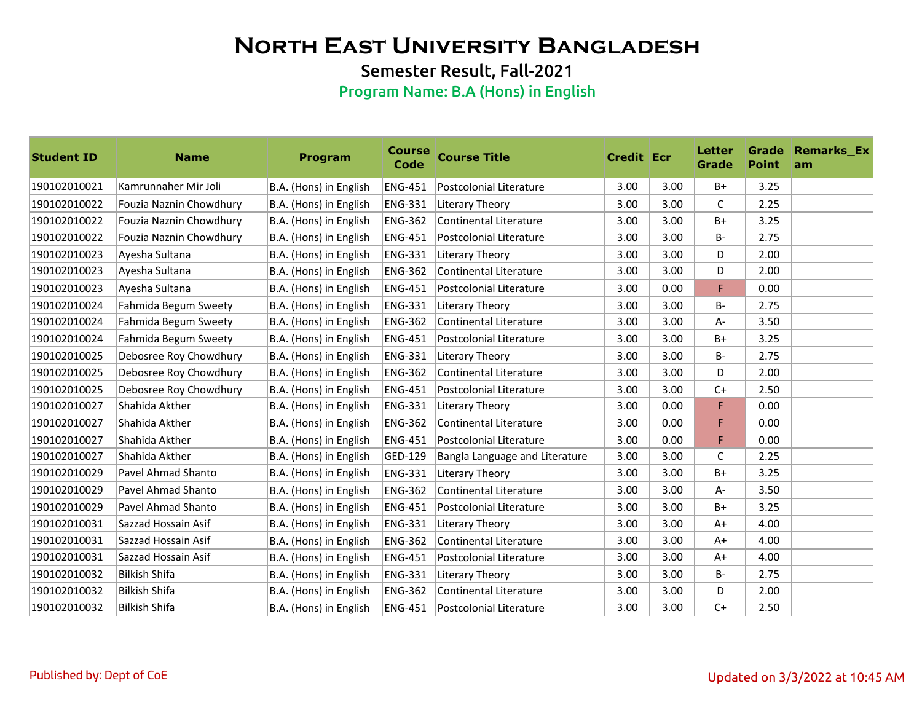# North East University Bangladesh

## Semester Result, Fall-2021

### Program Name: B.A (Hons) in English

| Student ID | Name | Program | Course Code | Course Title | Credit | Ecr | Letter Grade | Grade Point | Remarks_Exam |
|---|---|---|---|---|---|---|---|---|---|
| 190102010021 | Kamrunnaher Mir Joli | B.A. (Hons) in English | ENG-451 | Postcolonial Literature | 3.00 | 3.00 | B+ | 3.25 | |
| 190102010022 | Fouzia Naznin Chowdhury | B.A. (Hons) in English | ENG-331 | Literary Theory | 3.00 | 3.00 | C | 2.25 | |
| 190102010022 | Fouzia Naznin Chowdhury | B.A. (Hons) in English | ENG-362 | Continental Literature | 3.00 | 3.00 | B+ | 3.25 | |
| 190102010022 | Fouzia Naznin Chowdhury | B.A. (Hons) in English | ENG-451 | Postcolonial Literature | 3.00 | 3.00 | B- | 2.75 | |
| 190102010023 | Ayesha Sultana | B.A. (Hons) in English | ENG-331 | Literary Theory | 3.00 | 3.00 | D | 2.00 | |
| 190102010023 | Ayesha Sultana | B.A. (Hons) in English | ENG-362 | Continental Literature | 3.00 | 3.00 | D | 2.00 | |
| 190102010023 | Ayesha Sultana | B.A. (Hons) in English | ENG-451 | Postcolonial Literature | 3.00 | 0.00 | F | 0.00 | |
| 190102010024 | Fahmida Begum Sweety | B.A. (Hons) in English | ENG-331 | Literary Theory | 3.00 | 3.00 | B- | 2.75 | |
| 190102010024 | Fahmida Begum Sweety | B.A. (Hons) in English | ENG-362 | Continental Literature | 3.00 | 3.00 | A- | 3.50 | |
| 190102010024 | Fahmida Begum Sweety | B.A. (Hons) in English | ENG-451 | Postcolonial Literature | 3.00 | 3.00 | B+ | 3.25 | |
| 190102010025 | Debosree Roy Chowdhury | B.A. (Hons) in English | ENG-331 | Literary Theory | 3.00 | 3.00 | B- | 2.75 | |
| 190102010025 | Debosree Roy Chowdhury | B.A. (Hons) in English | ENG-362 | Continental Literature | 3.00 | 3.00 | D | 2.00 | |
| 190102010025 | Debosree Roy Chowdhury | B.A. (Hons) in English | ENG-451 | Postcolonial Literature | 3.00 | 3.00 | C+ | 2.50 | |
| 190102010027 | Shahida Akther | B.A. (Hons) in English | ENG-331 | Literary Theory | 3.00 | 0.00 | F | 0.00 | |
| 190102010027 | Shahida Akther | B.A. (Hons) in English | ENG-362 | Continental Literature | 3.00 | 0.00 | F | 0.00 | |
| 190102010027 | Shahida Akther | B.A. (Hons) in English | ENG-451 | Postcolonial Literature | 3.00 | 0.00 | F | 0.00 | |
| 190102010027 | Shahida Akther | B.A. (Hons) in English | GED-129 | Bangla Language and Literature | 3.00 | 3.00 | C | 2.25 | |
| 190102010029 | Pavel Ahmad Shanto | B.A. (Hons) in English | ENG-331 | Literary Theory | 3.00 | 3.00 | B+ | 3.25 | |
| 190102010029 | Pavel Ahmad Shanto | B.A. (Hons) in English | ENG-362 | Continental Literature | 3.00 | 3.00 | A- | 3.50 | |
| 190102010029 | Pavel Ahmad Shanto | B.A. (Hons) in English | ENG-451 | Postcolonial Literature | 3.00 | 3.00 | B+ | 3.25 | |
| 190102010031 | Sazzad Hossain Asif | B.A. (Hons) in English | ENG-331 | Literary Theory | 3.00 | 3.00 | A+ | 4.00 | |
| 190102010031 | Sazzad Hossain Asif | B.A. (Hons) in English | ENG-362 | Continental Literature | 3.00 | 3.00 | A+ | 4.00 | |
| 190102010031 | Sazzad Hossain Asif | B.A. (Hons) in English | ENG-451 | Postcolonial Literature | 3.00 | 3.00 | A+ | 4.00 | |
| 190102010032 | Bilkish Shifa | B.A. (Hons) in English | ENG-331 | Literary Theory | 3.00 | 3.00 | B- | 2.75 | |
| 190102010032 | Bilkish Shifa | B.A. (Hons) in English | ENG-362 | Continental Literature | 3.00 | 3.00 | D | 2.00 | |
| 190102010032 | Bilkish Shifa | B.A. (Hons) in English | ENG-451 | Postcolonial Literature | 3.00 | 3.00 | C+ | 2.50 | |

Published by: Dept of CoE

Updated on 3/3/2022 at 10:45 AM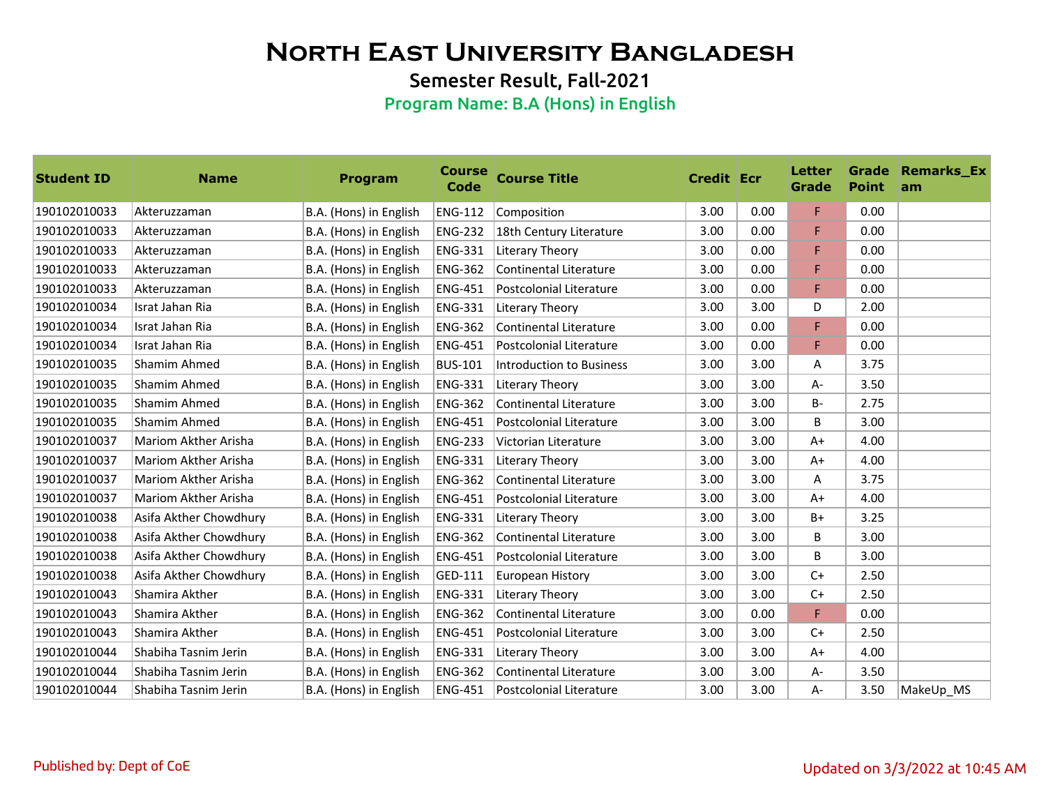# North East University Bangladesh

## Semester Result, Fall-2021

### Program Name: B.A (Hons) in English

| Student ID | Name | Program | Course Code | Course Title | Credit | Ecr | Letter Grade | Grade Point | Remarks_Exam |
|---|---|---|---|---|---|---|---|---|---|
| 190102010033 | Akteruzzaman | B.A. (Hons) in English | ENG-112 | Composition | 3.00 | 0.00 | F | 0.00 | |
| 190102010033 | Akteruzzaman | B.A. (Hons) in English | ENG-232 | 18th Century Literature | 3.00 | 0.00 | F | 0.00 | |
| 190102010033 | Akteruzzaman | B.A. (Hons) in English | ENG-331 | Literary Theory | 3.00 | 0.00 | F | 0.00 | |
| 190102010033 | Akteruzzaman | B.A. (Hons) in English | ENG-362 | Continental Literature | 3.00 | 0.00 | F | 0.00 | |
| 190102010033 | Akteruzzaman | B.A. (Hons) in English | ENG-451 | Postcolonial Literature | 3.00 | 0.00 | F | 0.00 | |
| 190102010034 | Israt Jahan Ria | B.A. (Hons) in English | ENG-331 | Literary Theory | 3.00 | 3.00 | D | 2.00 | |
| 190102010034 | Israt Jahan Ria | B.A. (Hons) in English | ENG-362 | Continental Literature | 3.00 | 0.00 | F | 0.00 | |
| 190102010034 | Israt Jahan Ria | B.A. (Hons) in English | ENG-451 | Postcolonial Literature | 3.00 | 0.00 | F | 0.00 | |
| 190102010035 | Shamim Ahmed | B.A. (Hons) in English | BUS-101 | Introduction to Business | 3.00 | 3.00 | A | 3.75 | |
| 190102010035 | Shamim Ahmed | B.A. (Hons) in English | ENG-331 | Literary Theory | 3.00 | 3.00 | A- | 3.50 | |
| 190102010035 | Shamim Ahmed | B.A. (Hons) in English | ENG-362 | Continental Literature | 3.00 | 3.00 | B- | 2.75 | |
| 190102010035 | Shamim Ahmed | B.A. (Hons) in English | ENG-451 | Postcolonial Literature | 3.00 | 3.00 | B | 3.00 | |
| 190102010037 | Mariom Akther Arisha | B.A. (Hons) in English | ENG-233 | Victorian Literature | 3.00 | 3.00 | A+ | 4.00 | |
| 190102010037 | Mariom Akther Arisha | B.A. (Hons) in English | ENG-331 | Literary Theory | 3.00 | 3.00 | A+ | 4.00 | |
| 190102010037 | Mariom Akther Arisha | B.A. (Hons) in English | ENG-362 | Continental Literature | 3.00 | 3.00 | A | 3.75 | |
| 190102010037 | Mariom Akther Arisha | B.A. (Hons) in English | ENG-451 | Postcolonial Literature | 3.00 | 3.00 | A+ | 4.00 | |
| 190102010038 | Asifa Akther Chowdhury | B.A. (Hons) in English | ENG-331 | Literary Theory | 3.00 | 3.00 | B+ | 3.25 | |
| 190102010038 | Asifa Akther Chowdhury | B.A. (Hons) in English | ENG-362 | Continental Literature | 3.00 | 3.00 | B | 3.00 | |
| 190102010038 | Asifa Akther Chowdhury | B.A. (Hons) in English | ENG-451 | Postcolonial Literature | 3.00 | 3.00 | B | 3.00 | |
| 190102010038 | Asifa Akther Chowdhury | B.A. (Hons) in English | GED-111 | European History | 3.00 | 3.00 | C+ | 2.50 | |
| 190102010043 | Shamira Akther | B.A. (Hons) in English | ENG-331 | Literary Theory | 3.00 | 3.00 | C+ | 2.50 | |
| 190102010043 | Shamira Akther | B.A. (Hons) in English | ENG-362 | Continental Literature | 3.00 | 0.00 | F | 0.00 | |
| 190102010043 | Shamira Akther | B.A. (Hons) in English | ENG-451 | Postcolonial Literature | 3.00 | 3.00 | C+ | 2.50 | |
| 190102010044 | Shabiha Tasnim Jerin | B.A. (Hons) in English | ENG-331 | Literary Theory | 3.00 | 3.00 | A+ | 4.00 | |
| 190102010044 | Shabiha Tasnim Jerin | B.A. (Hons) in English | ENG-362 | Continental Literature | 3.00 | 3.00 | A- | 3.50 | |
| 190102010044 | Shabiha Tasnim Jerin | B.A. (Hons) in English | ENG-451 | Postcolonial Literature | 3.00 | 3.00 | A- | 3.50 | MakeUp_MS |

Published by: Dept of CoE

Updated on 3/3/2022 at 10:45 AM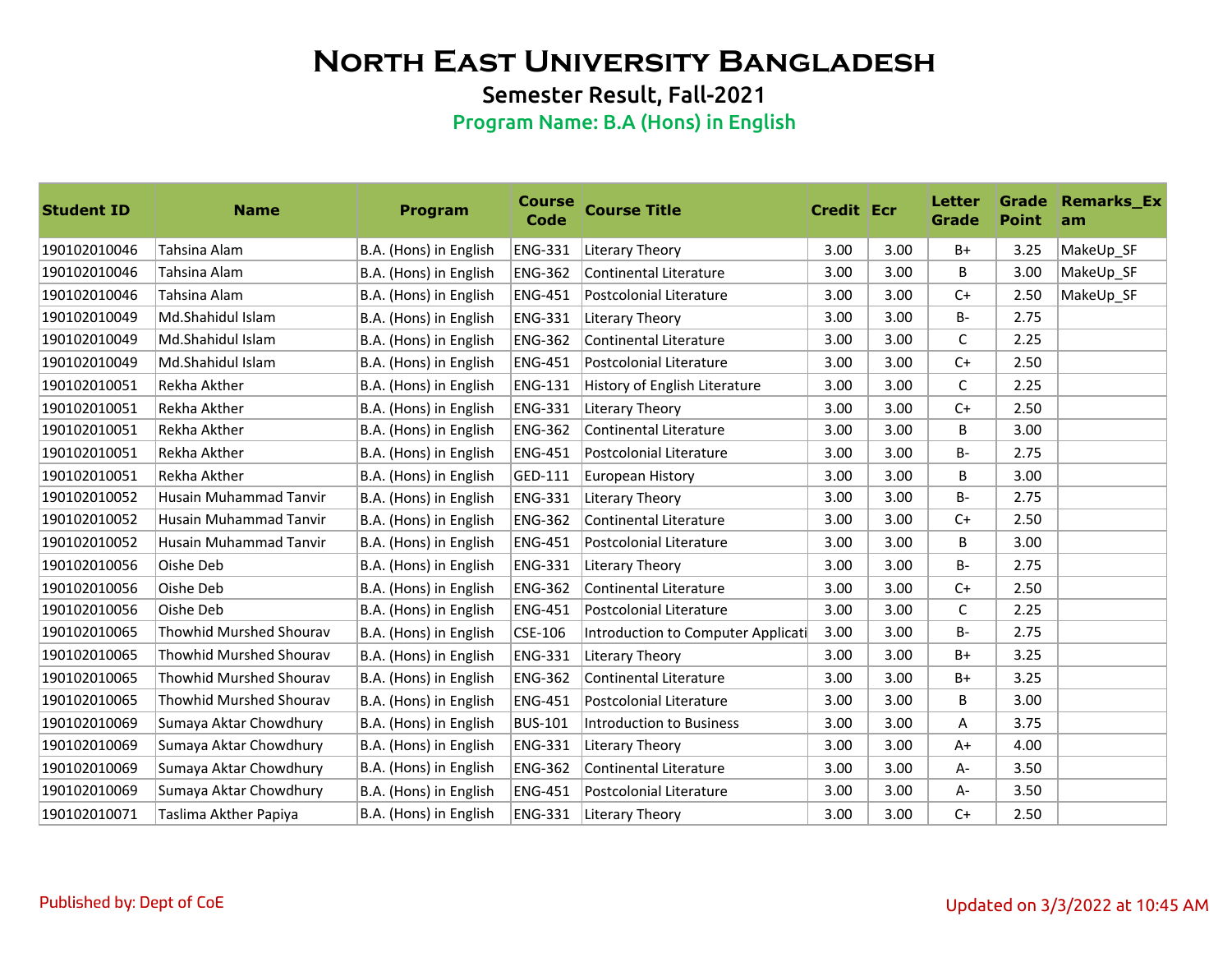# North East University Bangladesh

## Semester Result, Fall-2021

### Program Name: B.A (Hons) in English

| Student ID | Name | Program | Course Code | Course Title | Credit | Ecr | Letter Grade | Grade Point | Remarks_Exam |
|---|---|---|---|---|---|---|---|---|---|
| 190102010046 | Tahsina Alam | B.A. (Hons) in English | ENG-331 | Literary Theory | 3.00 | 3.00 | B+ | 3.25 | MakeUp_SF |
| 190102010046 | Tahsina Alam | B.A. (Hons) in English | ENG-362 | Continental Literature | 3.00 | 3.00 | B | 3.00 | MakeUp_SF |
| 190102010046 | Tahsina Alam | B.A. (Hons) in English | ENG-451 | Postcolonial Literature | 3.00 | 3.00 | C+ | 2.50 | MakeUp_SF |
| 190102010049 | Md.Shahidul Islam | B.A. (Hons) in English | ENG-331 | Literary Theory | 3.00 | 3.00 | B- | 2.75 | |
| 190102010049 | Md.Shahidul Islam | B.A. (Hons) in English | ENG-362 | Continental Literature | 3.00 | 3.00 | C | 2.25 | |
| 190102010049 | Md.Shahidul Islam | B.A. (Hons) in English | ENG-451 | Postcolonial Literature | 3.00 | 3.00 | C+ | 2.50 | |
| 190102010051 | Rekha Akther | B.A. (Hons) in English | ENG-131 | History of English Literature | 3.00 | 3.00 | C | 2.25 | |
| 190102010051 | Rekha Akther | B.A. (Hons) in English | ENG-331 | Literary Theory | 3.00 | 3.00 | C+ | 2.50 | |
| 190102010051 | Rekha Akther | B.A. (Hons) in English | ENG-362 | Continental Literature | 3.00 | 3.00 | B | 3.00 | |
| 190102010051 | Rekha Akther | B.A. (Hons) in English | ENG-451 | Postcolonial Literature | 3.00 | 3.00 | B- | 2.75 | |
| 190102010051 | Rekha Akther | B.A. (Hons) in English | GED-111 | European History | 3.00 | 3.00 | B | 3.00 | |
| 190102010052 | Husain Muhammad Tanvir | B.A. (Hons) in English | ENG-331 | Literary Theory | 3.00 | 3.00 | B- | 2.75 | |
| 190102010052 | Husain Muhammad Tanvir | B.A. (Hons) in English | ENG-362 | Continental Literature | 3.00 | 3.00 | C+ | 2.50 | |
| 190102010052 | Husain Muhammad Tanvir | B.A. (Hons) in English | ENG-451 | Postcolonial Literature | 3.00 | 3.00 | B | 3.00 | |
| 190102010056 | Oishe Deb | B.A. (Hons) in English | ENG-331 | Literary Theory | 3.00 | 3.00 | B- | 2.75 | |
| 190102010056 | Oishe Deb | B.A. (Hons) in English | ENG-362 | Continental Literature | 3.00 | 3.00 | C+ | 2.50 | |
| 190102010056 | Oishe Deb | B.A. (Hons) in English | ENG-451 | Postcolonial Literature | 3.00 | 3.00 | C | 2.25 | |
| 190102010065 | Thowhid Murshed Shourav | B.A. (Hons) in English | CSE-106 | Introduction to Computer Applicati | 3.00 | 3.00 | B- | 2.75 | |
| 190102010065 | Thowhid Murshed Shourav | B.A. (Hons) in English | ENG-331 | Literary Theory | 3.00 | 3.00 | B+ | 3.25 | |
| 190102010065 | Thowhid Murshed Shourav | B.A. (Hons) in English | ENG-362 | Continental Literature | 3.00 | 3.00 | B+ | 3.25 | |
| 190102010065 | Thowhid Murshed Shourav | B.A. (Hons) in English | ENG-451 | Postcolonial Literature | 3.00 | 3.00 | B | 3.00 | |
| 190102010069 | Sumaya Aktar Chowdhury | B.A. (Hons) in English | BUS-101 | Introduction to Business | 3.00 | 3.00 | A | 3.75 | |
| 190102010069 | Sumaya Aktar Chowdhury | B.A. (Hons) in English | ENG-331 | Literary Theory | 3.00 | 3.00 | A+ | 4.00 | |
| 190102010069 | Sumaya Aktar Chowdhury | B.A. (Hons) in English | ENG-362 | Continental Literature | 3.00 | 3.00 | A- | 3.50 | |
| 190102010069 | Sumaya Aktar Chowdhury | B.A. (Hons) in English | ENG-451 | Postcolonial Literature | 3.00 | 3.00 | A- | 3.50 | |
| 190102010071 | Taslima Akther Papiya | B.A. (Hons) in English | ENG-331 | Literary Theory | 3.00 | 3.00 | C+ | 2.50 | |

Published by: Dept of CoE

Updated on 3/3/2022 at 10:45 AM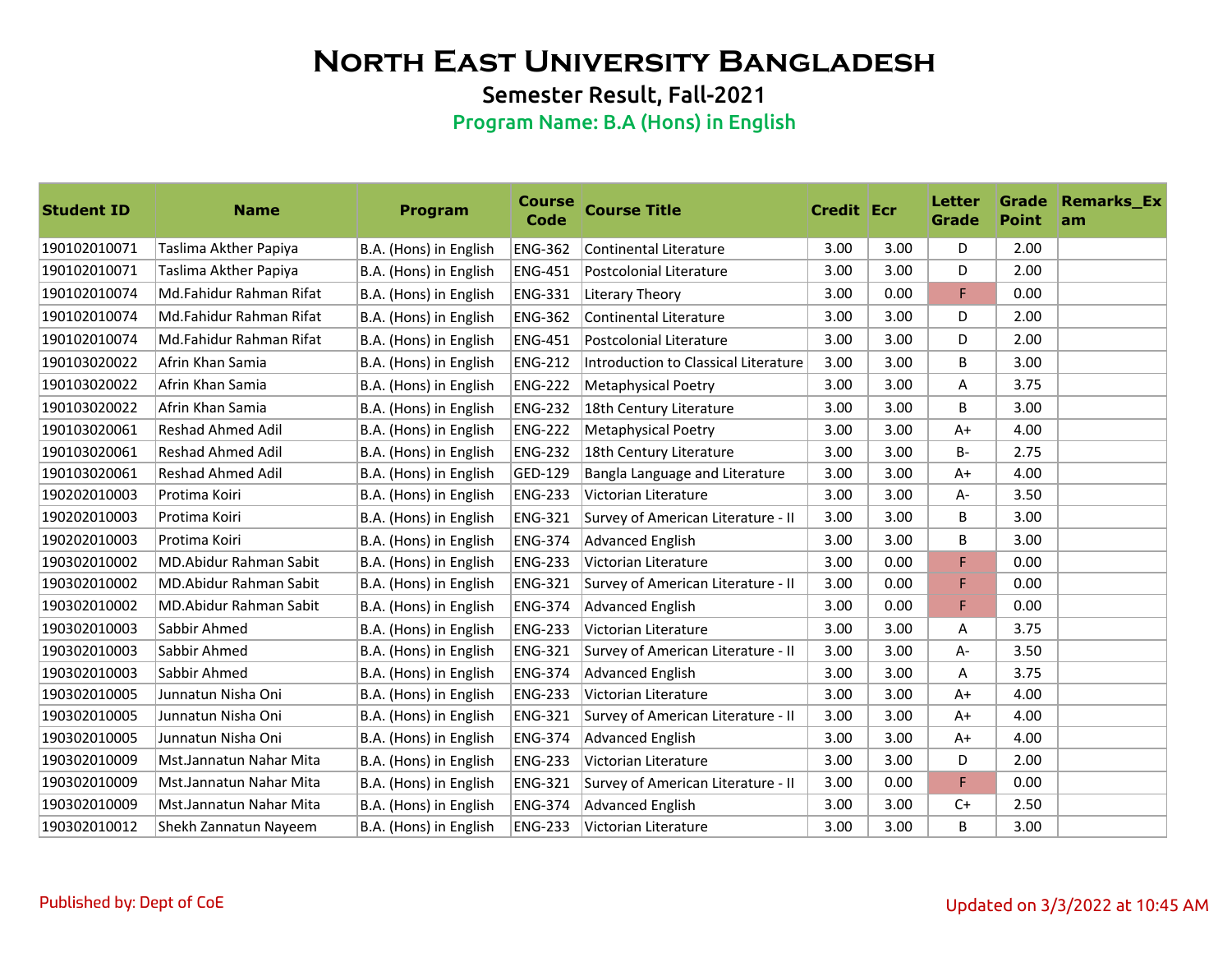# North East University Bangladesh

## Semester Result, Fall-2021

### Program Name: B.A (Hons) in English

| Student ID | Name | Program | Course Code | Course Title | Credit | Ecr | Letter Grade | Grade Point | Remarks_Exam |
|---|---|---|---|---|---|---|---|---|---|
| 190102010071 | Taslima Akther Papiya | B.A. (Hons) in English | ENG-362 | Continental Literature | 3.00 | 3.00 | D | 2.00 | |
| 190102010071 | Taslima Akther Papiya | B.A. (Hons) in English | ENG-451 | Postcolonial Literature | 3.00 | 3.00 | D | 2.00 | |
| 190102010074 | Md.Fahidur Rahman Rifat | B.A. (Hons) in English | ENG-331 | Literary Theory | 3.00 | 0.00 | F | 0.00 | |
| 190102010074 | Md.Fahidur Rahman Rifat | B.A. (Hons) in English | ENG-362 | Continental Literature | 3.00 | 3.00 | D | 2.00 | |
| 190102010074 | Md.Fahidur Rahman Rifat | B.A. (Hons) in English | ENG-451 | Postcolonial Literature | 3.00 | 3.00 | D | 2.00 | |
| 190103020022 | Afrin Khan Samia | B.A. (Hons) in English | ENG-212 | Introduction to Classical Literature | 3.00 | 3.00 | B | 3.00 | |
| 190103020022 | Afrin Khan Samia | B.A. (Hons) in English | ENG-222 | Metaphysical Poetry | 3.00 | 3.00 | A | 3.75 | |
| 190103020022 | Afrin Khan Samia | B.A. (Hons) in English | ENG-232 | 18th Century Literature | 3.00 | 3.00 | B | 3.00 | |
| 190103020061 | Reshad Ahmed Adil | B.A. (Hons) in English | ENG-222 | Metaphysical Poetry | 3.00 | 3.00 | A+ | 4.00 | |
| 190103020061 | Reshad Ahmed Adil | B.A. (Hons) in English | ENG-232 | 18th Century Literature | 3.00 | 3.00 | B- | 2.75 | |
| 190103020061 | Reshad Ahmed Adil | B.A. (Hons) in English | GED-129 | Bangla Language and Literature | 3.00 | 3.00 | A+ | 4.00 | |
| 190202010003 | Protima Koiri | B.A. (Hons) in English | ENG-233 | Victorian Literature | 3.00 | 3.00 | A- | 3.50 | |
| 190202010003 | Protima Koiri | B.A. (Hons) in English | ENG-321 | Survey of American Literature - II | 3.00 | 3.00 | B | 3.00 | |
| 190202010003 | Protima Koiri | B.A. (Hons) in English | ENG-374 | Advanced English | 3.00 | 3.00 | B | 3.00 | |
| 190302010002 | MD.Abidur Rahman Sabit | B.A. (Hons) in English | ENG-233 | Victorian Literature | 3.00 | 0.00 | F | 0.00 | |
| 190302010002 | MD.Abidur Rahman Sabit | B.A. (Hons) in English | ENG-321 | Survey of American Literature - II | 3.00 | 0.00 | F | 0.00 | |
| 190302010002 | MD.Abidur Rahman Sabit | B.A. (Hons) in English | ENG-374 | Advanced English | 3.00 | 0.00 | F | 0.00 | |
| 190302010003 | Sabbir Ahmed | B.A. (Hons) in English | ENG-233 | Victorian Literature | 3.00 | 3.00 | A | 3.75 | |
| 190302010003 | Sabbir Ahmed | B.A. (Hons) in English | ENG-321 | Survey of American Literature - II | 3.00 | 3.00 | A- | 3.50 | |
| 190302010003 | Sabbir Ahmed | B.A. (Hons) in English | ENG-374 | Advanced English | 3.00 | 3.00 | A | 3.75 | |
| 190302010005 | Junnatun Nisha Oni | B.A. (Hons) in English | ENG-233 | Victorian Literature | 3.00 | 3.00 | A+ | 4.00 | |
| 190302010005 | Junnatun Nisha Oni | B.A. (Hons) in English | ENG-321 | Survey of American Literature - II | 3.00 | 3.00 | A+ | 4.00 | |
| 190302010005 | Junnatun Nisha Oni | B.A. (Hons) in English | ENG-374 | Advanced English | 3.00 | 3.00 | A+ | 4.00 | |
| 190302010009 | Mst.Jannatun Nahar Mita | B.A. (Hons) in English | ENG-233 | Victorian Literature | 3.00 | 3.00 | D | 2.00 | |
| 190302010009 | Mst.Jannatun Nahar Mita | B.A. (Hons) in English | ENG-321 | Survey of American Literature - II | 3.00 | 0.00 | F | 0.00 | |
| 190302010009 | Mst.Jannatun Nahar Mita | B.A. (Hons) in English | ENG-374 | Advanced English | 3.00 | 3.00 | C+ | 2.50 | |
| 190302010012 | Shekh Zannatun Nayeem | B.A. (Hons) in English | ENG-233 | Victorian Literature | 3.00 | 3.00 | B | 3.00 | |

Published by: Dept of CoE

Updated on 3/3/2022 at 10:45 AM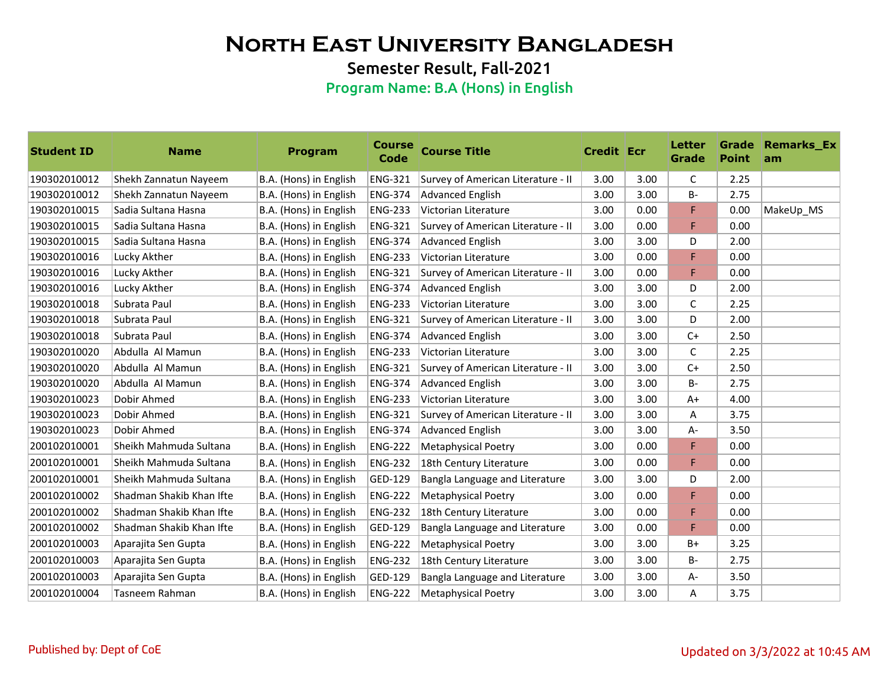# North East University Bangladesh

## Semester Result, Fall-2021

### Program Name: B.A (Hons) in English

| Student ID | Name | Program | Course Code | Course Title | Credit | Ecr | Letter Grade | Grade Point | Remarks_Exam |
|---|---|---|---|---|---|---|---|---|---|
| 190302010012 | Shekh Zannatun Nayeem | B.A. (Hons) in English | ENG-321 | Survey of American Literature - II | 3.00 | 3.00 | C | 2.25 | |
| 190302010012 | Shekh Zannatun Nayeem | B.A. (Hons) in English | ENG-374 | Advanced English | 3.00 | 3.00 | B- | 2.75 | |
| 190302010015 | Sadia Sultana Hasna | B.A. (Hons) in English | ENG-233 | Victorian Literature | 3.00 | 0.00 | F | 0.00 | MakeUp_MS |
| 190302010015 | Sadia Sultana Hasna | B.A. (Hons) in English | ENG-321 | Survey of American Literature - II | 3.00 | 0.00 | F | 0.00 | |
| 190302010015 | Sadia Sultana Hasna | B.A. (Hons) in English | ENG-374 | Advanced English | 3.00 | 3.00 | D | 2.00 | |
| 190302010016 | Lucky Akther | B.A. (Hons) in English | ENG-233 | Victorian Literature | 3.00 | 0.00 | F | 0.00 | |
| 190302010016 | Lucky Akther | B.A. (Hons) in English | ENG-321 | Survey of American Literature - II | 3.00 | 0.00 | F | 0.00 | |
| 190302010016 | Lucky Akther | B.A. (Hons) in English | ENG-374 | Advanced English | 3.00 | 3.00 | D | 2.00 | |
| 190302010018 | Subrata Paul | B.A. (Hons) in English | ENG-233 | Victorian Literature | 3.00 | 3.00 | C | 2.25 | |
| 190302010018 | Subrata Paul | B.A. (Hons) in English | ENG-321 | Survey of American Literature - II | 3.00 | 3.00 | D | 2.00 | |
| 190302010018 | Subrata Paul | B.A. (Hons) in English | ENG-374 | Advanced English | 3.00 | 3.00 | C+ | 2.50 | |
| 190302010020 | Abdulla Al Mamun | B.A. (Hons) in English | ENG-233 | Victorian Literature | 3.00 | 3.00 | C | 2.25 | |
| 190302010020 | Abdulla Al Mamun | B.A. (Hons) in English | ENG-321 | Survey of American Literature - II | 3.00 | 3.00 | C+ | 2.50 | |
| 190302010020 | Abdulla Al Mamun | B.A. (Hons) in English | ENG-374 | Advanced English | 3.00 | 3.00 | B- | 2.75 | |
| 190302010023 | Dobir Ahmed | B.A. (Hons) in English | ENG-233 | Victorian Literature | 3.00 | 3.00 | A+ | 4.00 | |
| 190302010023 | Dobir Ahmed | B.A. (Hons) in English | ENG-321 | Survey of American Literature - II | 3.00 | 3.00 | A | 3.75 | |
| 190302010023 | Dobir Ahmed | B.A. (Hons) in English | ENG-374 | Advanced English | 3.00 | 3.00 | A- | 3.50 | |
| 200102010001 | Sheikh Mahmuda Sultana | B.A. (Hons) in English | ENG-222 | Metaphysical Poetry | 3.00 | 0.00 | F | 0.00 | |
| 200102010001 | Sheikh Mahmuda Sultana | B.A. (Hons) in English | ENG-232 | 18th Century Literature | 3.00 | 0.00 | F | 0.00 | |
| 200102010001 | Sheikh Mahmuda Sultana | B.A. (Hons) in English | GED-129 | Bangla Language and Literature | 3.00 | 3.00 | D | 2.00 | |
| 200102010002 | Shadman Shakib Khan Ifte | B.A. (Hons) in English | ENG-222 | Metaphysical Poetry | 3.00 | 0.00 | F | 0.00 | |
| 200102010002 | Shadman Shakib Khan Ifte | B.A. (Hons) in English | ENG-232 | 18th Century Literature | 3.00 | 0.00 | F | 0.00 | |
| 200102010002 | Shadman Shakib Khan Ifte | B.A. (Hons) in English | GED-129 | Bangla Language and Literature | 3.00 | 0.00 | F | 0.00 | |
| 200102010003 | Aparajita Sen Gupta | B.A. (Hons) in English | ENG-222 | Metaphysical Poetry | 3.00 | 3.00 | B+ | 3.25 | |
| 200102010003 | Aparajita Sen Gupta | B.A. (Hons) in English | ENG-232 | 18th Century Literature | 3.00 | 3.00 | B- | 2.75 | |
| 200102010003 | Aparajita Sen Gupta | B.A. (Hons) in English | GED-129 | Bangla Language and Literature | 3.00 | 3.00 | A- | 3.50 | |
| 200102010004 | Tasneem Rahman | B.A. (Hons) in English | ENG-222 | Metaphysical Poetry | 3.00 | 3.00 | A | 3.75 | |

Published by: Dept of CoE

Updated on 3/3/2022 at 10:45 AM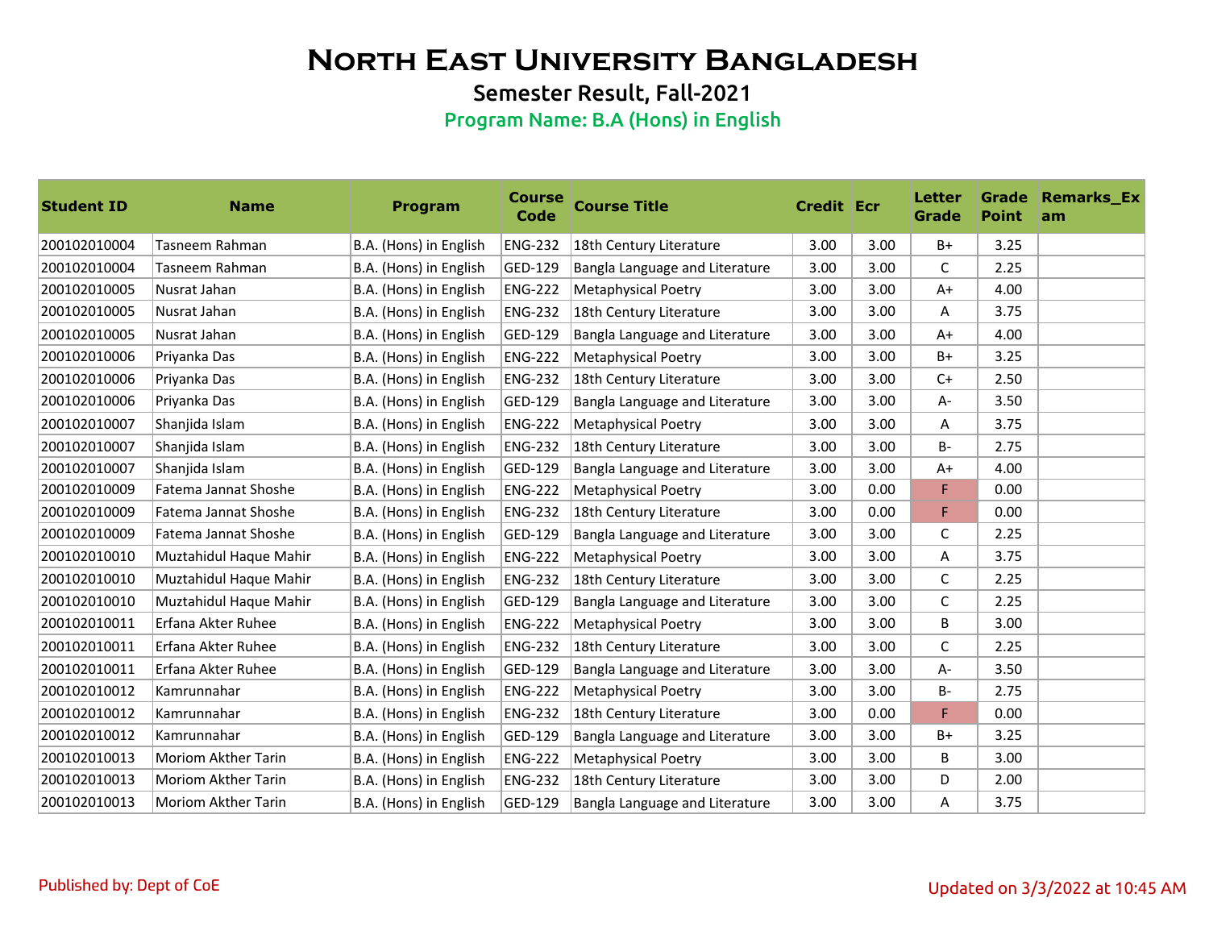# North East University Bangladesh

## Semester Result, Fall-2021

### Program Name: B.A (Hons) in English

| Student ID | Name | Program | Course Code | Course Title | Credit | Ecr | Letter Grade | Grade Point | Remarks_Exam |
|---|---|---|---|---|---|---|---|---|---|
| 200102010004 | Tasneem Rahman | B.A. (Hons) in English | ENG-232 | 18th Century Literature | 3.00 | 3.00 | B+ | 3.25 | |
| 200102010004 | Tasneem Rahman | B.A. (Hons) in English | GED-129 | Bangla Language and Literature | 3.00 | 3.00 | C | 2.25 | |
| 200102010005 | Nusrat Jahan | B.A. (Hons) in English | ENG-222 | Metaphysical Poetry | 3.00 | 3.00 | A+ | 4.00 | |
| 200102010005 | Nusrat Jahan | B.A. (Hons) in English | ENG-232 | 18th Century Literature | 3.00 | 3.00 | A | 3.75 | |
| 200102010005 | Nusrat Jahan | B.A. (Hons) in English | GED-129 | Bangla Language and Literature | 3.00 | 3.00 | A+ | 4.00 | |
| 200102010006 | Priyanka Das | B.A. (Hons) in English | ENG-222 | Metaphysical Poetry | 3.00 | 3.00 | B+ | 3.25 | |
| 200102010006 | Priyanka Das | B.A. (Hons) in English | ENG-232 | 18th Century Literature | 3.00 | 3.00 | C+ | 2.50 | |
| 200102010006 | Priyanka Das | B.A. (Hons) in English | GED-129 | Bangla Language and Literature | 3.00 | 3.00 | A- | 3.50 | |
| 200102010007 | Shanjida Islam | B.A. (Hons) in English | ENG-222 | Metaphysical Poetry | 3.00 | 3.00 | A | 3.75 | |
| 200102010007 | Shanjida Islam | B.A. (Hons) in English | ENG-232 | 18th Century Literature | 3.00 | 3.00 | B- | 2.75 | |
| 200102010007 | Shanjida Islam | B.A. (Hons) in English | GED-129 | Bangla Language and Literature | 3.00 | 3.00 | A+ | 4.00 | |
| 200102010009 | Fatema Jannat Shoshe | B.A. (Hons) in English | ENG-222 | Metaphysical Poetry | 3.00 | 0.00 | F | 0.00 | |
| 200102010009 | Fatema Jannat Shoshe | B.A. (Hons) in English | ENG-232 | 18th Century Literature | 3.00 | 0.00 | F | 0.00 | |
| 200102010009 | Fatema Jannat Shoshe | B.A. (Hons) in English | GED-129 | Bangla Language and Literature | 3.00 | 3.00 | C | 2.25 | |
| 200102010010 | Muztahidul Haque Mahir | B.A. (Hons) in English | ENG-222 | Metaphysical Poetry | 3.00 | 3.00 | A | 3.75 | |
| 200102010010 | Muztahidul Haque Mahir | B.A. (Hons) in English | ENG-232 | 18th Century Literature | 3.00 | 3.00 | C | 2.25 | |
| 200102010010 | Muztahidul Haque Mahir | B.A. (Hons) in English | GED-129 | Bangla Language and Literature | 3.00 | 3.00 | C | 2.25 | |
| 200102010011 | Erfana Akter Ruhee | B.A. (Hons) in English | ENG-222 | Metaphysical Poetry | 3.00 | 3.00 | B | 3.00 | |
| 200102010011 | Erfana Akter Ruhee | B.A. (Hons) in English | ENG-232 | 18th Century Literature | 3.00 | 3.00 | C | 2.25 | |
| 200102010011 | Erfana Akter Ruhee | B.A. (Hons) in English | GED-129 | Bangla Language and Literature | 3.00 | 3.00 | A- | 3.50 | |
| 200102010012 | Kamrunnahar | B.A. (Hons) in English | ENG-222 | Metaphysical Poetry | 3.00 | 3.00 | B- | 2.75 | |
| 200102010012 | Kamrunnahar | B.A. (Hons) in English | ENG-232 | 18th Century Literature | 3.00 | 0.00 | F | 0.00 | |
| 200102010012 | Kamrunnahar | B.A. (Hons) in English | GED-129 | Bangla Language and Literature | 3.00 | 3.00 | B+ | 3.25 | |
| 200102010013 | Moriom Akther Tarin | B.A. (Hons) in English | ENG-222 | Metaphysical Poetry | 3.00 | 3.00 | B | 3.00 | |
| 200102010013 | Moriom Akther Tarin | B.A. (Hons) in English | ENG-232 | 18th Century Literature | 3.00 | 3.00 | D | 2.00 | |
| 200102010013 | Moriom Akther Tarin | B.A. (Hons) in English | GED-129 | Bangla Language and Literature | 3.00 | 3.00 | A | 3.75 | |

Published by: Dept of CoE

Updated on 3/3/2022 at 10:45 AM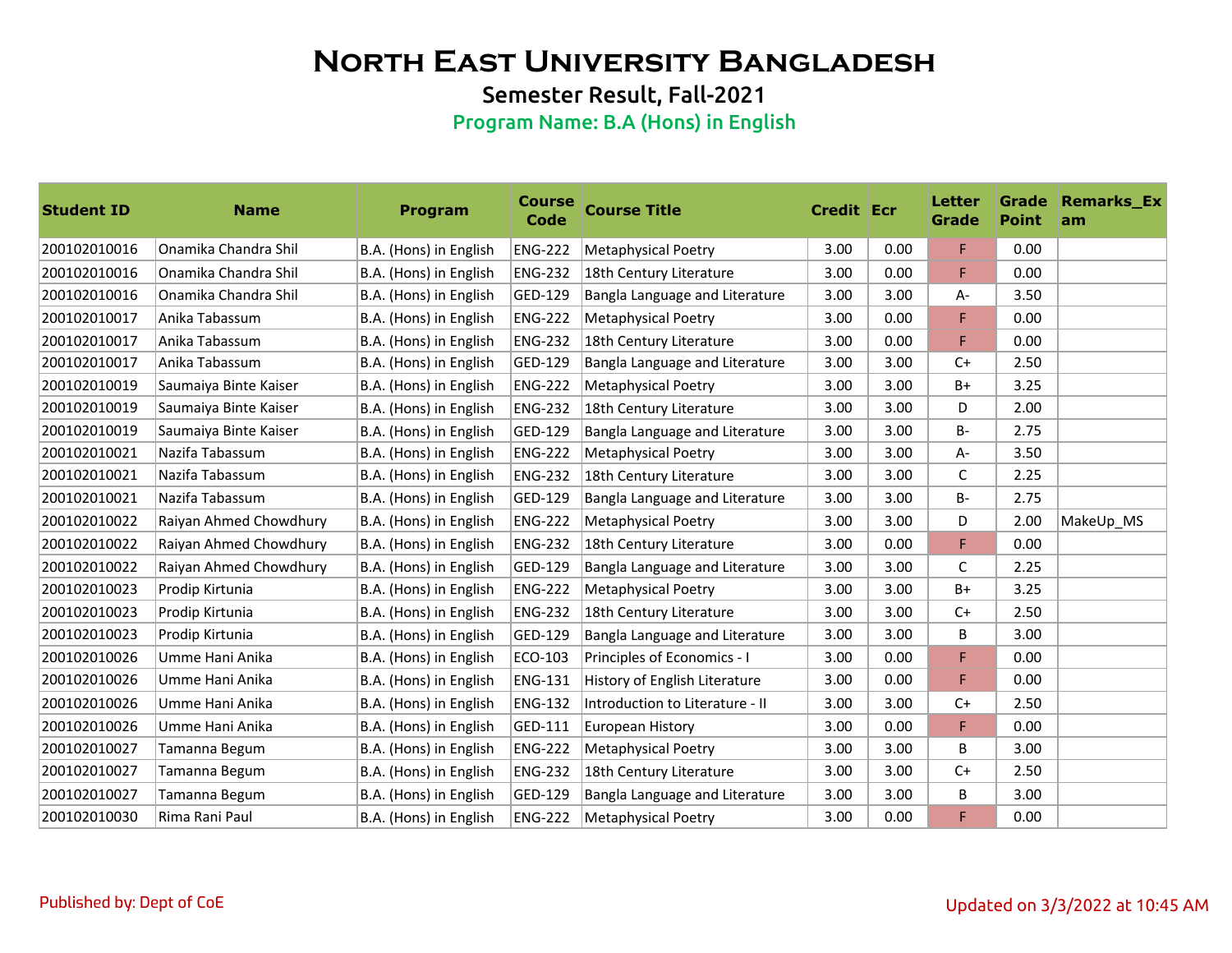# North East University Bangladesh

## Semester Result, Fall-2021

### Program Name: B.A (Hons) in English

| Student ID | Name | Program | Course Code | Course Title | Credit | Ecr | Letter Grade | Grade Point | Remarks_Exam |
|---|---|---|---|---|---|---|---|---|---|
| 200102010016 | Onamika Chandra Shil | B.A. (Hons) in English | ENG-222 | Metaphysical Poetry | 3.00 | 0.00 | F | 0.00 | |
| 200102010016 | Onamika Chandra Shil | B.A. (Hons) in English | ENG-232 | 18th Century Literature | 3.00 | 0.00 | F | 0.00 | |
| 200102010016 | Onamika Chandra Shil | B.A. (Hons) in English | GED-129 | Bangla Language and Literature | 3.00 | 3.00 | A- | 3.50 | |
| 200102010017 | Anika Tabassum | B.A. (Hons) in English | ENG-222 | Metaphysical Poetry | 3.00 | 0.00 | F | 0.00 | |
| 200102010017 | Anika Tabassum | B.A. (Hons) in English | ENG-232 | 18th Century Literature | 3.00 | 0.00 | F | 0.00 | |
| 200102010017 | Anika Tabassum | B.A. (Hons) in English | GED-129 | Bangla Language and Literature | 3.00 | 3.00 | C+ | 2.50 | |
| 200102010019 | Saumaiya Binte Kaiser | B.A. (Hons) in English | ENG-222 | Metaphysical Poetry | 3.00 | 3.00 | B+ | 3.25 | |
| 200102010019 | Saumaiya Binte Kaiser | B.A. (Hons) in English | ENG-232 | 18th Century Literature | 3.00 | 3.00 | D | 2.00 | |
| 200102010019 | Saumaiya Binte Kaiser | B.A. (Hons) in English | GED-129 | Bangla Language and Literature | 3.00 | 3.00 | B- | 2.75 | |
| 200102010021 | Nazifa Tabassum | B.A. (Hons) in English | ENG-222 | Metaphysical Poetry | 3.00 | 3.00 | A- | 3.50 | |
| 200102010021 | Nazifa Tabassum | B.A. (Hons) in English | ENG-232 | 18th Century Literature | 3.00 | 3.00 | C | 2.25 | |
| 200102010021 | Nazifa Tabassum | B.A. (Hons) in English | GED-129 | Bangla Language and Literature | 3.00 | 3.00 | B- | 2.75 | |
| 200102010022 | Raiyan Ahmed Chowdhury | B.A. (Hons) in English | ENG-222 | Metaphysical Poetry | 3.00 | 3.00 | D | 2.00 | MakeUp_MS |
| 200102010022 | Raiyan Ahmed Chowdhury | B.A. (Hons) in English | ENG-232 | 18th Century Literature | 3.00 | 0.00 | F | 0.00 | |
| 200102010022 | Raiyan Ahmed Chowdhury | B.A. (Hons) in English | GED-129 | Bangla Language and Literature | 3.00 | 3.00 | C | 2.25 | |
| 200102010023 | Prodip Kirtunia | B.A. (Hons) in English | ENG-222 | Metaphysical Poetry | 3.00 | 3.00 | B+ | 3.25 | |
| 200102010023 | Prodip Kirtunia | B.A. (Hons) in English | ENG-232 | 18th Century Literature | 3.00 | 3.00 | C+ | 2.50 | |
| 200102010023 | Prodip Kirtunia | B.A. (Hons) in English | GED-129 | Bangla Language and Literature | 3.00 | 3.00 | B | 3.00 | |
| 200102010026 | Umme Hani Anika | B.A. (Hons) in English | ECO-103 | Principles of Economics - I | 3.00 | 0.00 | F | 0.00 | |
| 200102010026 | Umme Hani Anika | B.A. (Hons) in English | ENG-131 | History of English Literature | 3.00 | 0.00 | F | 0.00 | |
| 200102010026 | Umme Hani Anika | B.A. (Hons) in English | ENG-132 | Introduction to Literature - II | 3.00 | 3.00 | C+ | 2.50 | |
| 200102010026 | Umme Hani Anika | B.A. (Hons) in English | GED-111 | European History | 3.00 | 0.00 | F | 0.00 | |
| 200102010027 | Tamanna Begum | B.A. (Hons) in English | ENG-222 | Metaphysical Poetry | 3.00 | 3.00 | B | 3.00 | |
| 200102010027 | Tamanna Begum | B.A. (Hons) in English | ENG-232 | 18th Century Literature | 3.00 | 3.00 | C+ | 2.50 | |
| 200102010027 | Tamanna Begum | B.A. (Hons) in English | GED-129 | Bangla Language and Literature | 3.00 | 3.00 | B | 3.00 | |
| 200102010030 | Rima Rani Paul | B.A. (Hons) in English | ENG-222 | Metaphysical Poetry | 3.00 | 0.00 | F | 0.00 | |

Published by: Dept of CoE

Updated on 3/3/2022 at 10:45 AM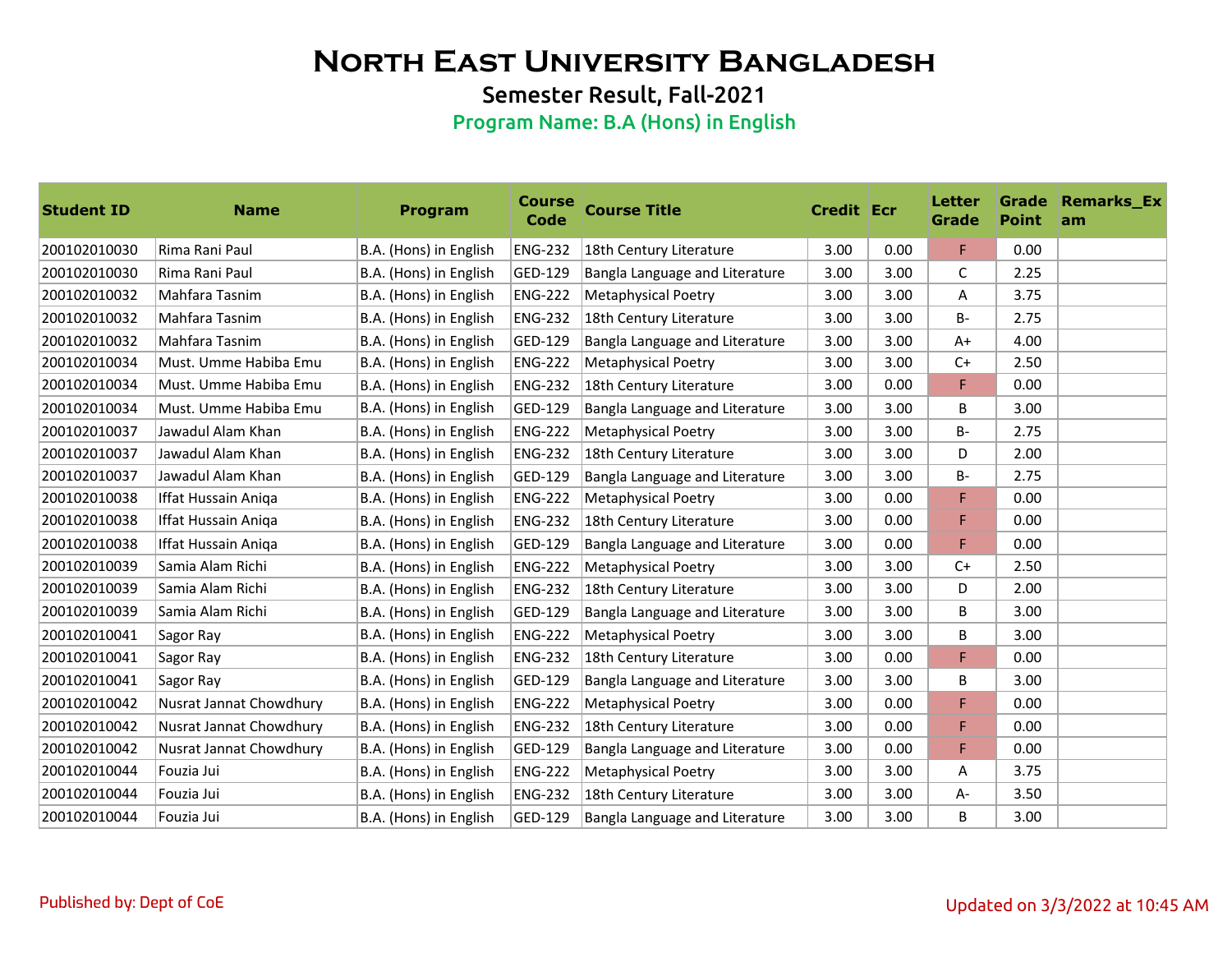# North East University Bangladesh

## Semester Result, Fall-2021

### Program Name: B.A (Hons) in English

| Student ID | Name | Program | Course Code | Course Title | Credit | Ecr | Letter Grade | Grade Point | Remarks_Exam |
|---|---|---|---|---|---|---|---|---|---|
| 200102010030 | Rima Rani Paul | B.A. (Hons) in English | ENG-232 | 18th Century Literature | 3.00 | 0.00 | F | 0.00 | |
| 200102010030 | Rima Rani Paul | B.A. (Hons) in English | GED-129 | Bangla Language and Literature | 3.00 | 3.00 | C | 2.25 | |
| 200102010032 | Mahfara Tasnim | B.A. (Hons) in English | ENG-222 | Metaphysical Poetry | 3.00 | 3.00 | A | 3.75 | |
| 200102010032 | Mahfara Tasnim | B.A. (Hons) in English | ENG-232 | 18th Century Literature | 3.00 | 3.00 | B- | 2.75 | |
| 200102010032 | Mahfara Tasnim | B.A. (Hons) in English | GED-129 | Bangla Language and Literature | 3.00 | 3.00 | A+ | 4.00 | |
| 200102010034 | Must. Umme Habiba Emu | B.A. (Hons) in English | ENG-222 | Metaphysical Poetry | 3.00 | 3.00 | C+ | 2.50 | |
| 200102010034 | Must. Umme Habiba Emu | B.A. (Hons) in English | ENG-232 | 18th Century Literature | 3.00 | 0.00 | F | 0.00 | |
| 200102010034 | Must. Umme Habiba Emu | B.A. (Hons) in English | GED-129 | Bangla Language and Literature | 3.00 | 3.00 | B | 3.00 | |
| 200102010037 | Jawadul Alam Khan | B.A. (Hons) in English | ENG-222 | Metaphysical Poetry | 3.00 | 3.00 | B- | 2.75 | |
| 200102010037 | Jawadul Alam Khan | B.A. (Hons) in English | ENG-232 | 18th Century Literature | 3.00 | 3.00 | D | 2.00 | |
| 200102010037 | Jawadul Alam Khan | B.A. (Hons) in English | GED-129 | Bangla Language and Literature | 3.00 | 3.00 | B- | 2.75 | |
| 200102010038 | Iffat Hussain Aniqa | B.A. (Hons) in English | ENG-222 | Metaphysical Poetry | 3.00 | 0.00 | F | 0.00 | |
| 200102010038 | Iffat Hussain Aniqa | B.A. (Hons) in English | ENG-232 | 18th Century Literature | 3.00 | 0.00 | F | 0.00 | |
| 200102010038 | Iffat Hussain Aniqa | B.A. (Hons) in English | GED-129 | Bangla Language and Literature | 3.00 | 0.00 | F | 0.00 | |
| 200102010039 | Samia Alam Richi | B.A. (Hons) in English | ENG-222 | Metaphysical Poetry | 3.00 | 3.00 | C+ | 2.50 | |
| 200102010039 | Samia Alam Richi | B.A. (Hons) in English | ENG-232 | 18th Century Literature | 3.00 | 3.00 | D | 2.00 | |
| 200102010039 | Samia Alam Richi | B.A. (Hons) in English | GED-129 | Bangla Language and Literature | 3.00 | 3.00 | B | 3.00 | |
| 200102010041 | Sagor Ray | B.A. (Hons) in English | ENG-222 | Metaphysical Poetry | 3.00 | 3.00 | B | 3.00 | |
| 200102010041 | Sagor Ray | B.A. (Hons) in English | ENG-232 | 18th Century Literature | 3.00 | 0.00 | F | 0.00 | |
| 200102010041 | Sagor Ray | B.A. (Hons) in English | GED-129 | Bangla Language and Literature | 3.00 | 3.00 | B | 3.00 | |
| 200102010042 | Nusrat Jannat Chowdhury | B.A. (Hons) in English | ENG-222 | Metaphysical Poetry | 3.00 | 0.00 | F | 0.00 | |
| 200102010042 | Nusrat Jannat Chowdhury | B.A. (Hons) in English | ENG-232 | 18th Century Literature | 3.00 | 0.00 | F | 0.00 | |
| 200102010042 | Nusrat Jannat Chowdhury | B.A. (Hons) in English | GED-129 | Bangla Language and Literature | 3.00 | 0.00 | F | 0.00 | |
| 200102010044 | Fouzia Jui | B.A. (Hons) in English | ENG-222 | Metaphysical Poetry | 3.00 | 3.00 | A | 3.75 | |
| 200102010044 | Fouzia Jui | B.A. (Hons) in English | ENG-232 | 18th Century Literature | 3.00 | 3.00 | A- | 3.50 | |
| 200102010044 | Fouzia Jui | B.A. (Hons) in English | GED-129 | Bangla Language and Literature | 3.00 | 3.00 | B | 3.00 | |

Published by: Dept of CoE

Updated on 3/3/2022 at 10:45 AM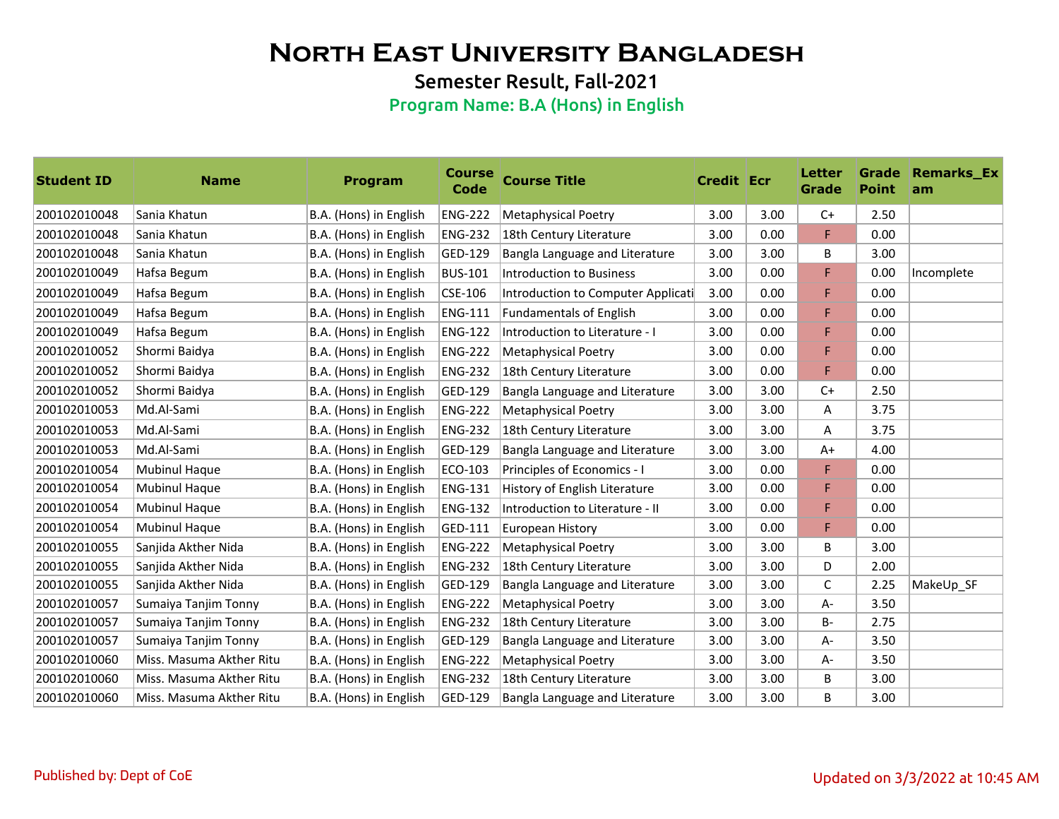# North East University Bangladesh

## Semester Result, Fall-2021

### Program Name: B.A (Hons) in English

| Student ID | Name | Program | Course Code | Course Title | Credit | Ecr | Letter Grade | Grade Point | Remarks_Exam |
|---|---|---|---|---|---|---|---|---|---|
| 200102010048 | Sania Khatun | B.A. (Hons) in English | ENG-222 | Metaphysical Poetry | 3.00 | 3.00 | C+ | 2.50 | |
| 200102010048 | Sania Khatun | B.A. (Hons) in English | ENG-232 | 18th Century Literature | 3.00 | 0.00 | F | 0.00 | |
| 200102010048 | Sania Khatun | B.A. (Hons) in English | GED-129 | Bangla Language and Literature | 3.00 | 3.00 | B | 3.00 | |
| 200102010049 | Hafsa Begum | B.A. (Hons) in English | BUS-101 | Introduction to Business | 3.00 | 0.00 | F | 0.00 | Incomplete |
| 200102010049 | Hafsa Begum | B.A. (Hons) in English | CSE-106 | Introduction to Computer Applicati | 3.00 | 0.00 | F | 0.00 | |
| 200102010049 | Hafsa Begum | B.A. (Hons) in English | ENG-111 | Fundamentals of English | 3.00 | 0.00 | F | 0.00 | |
| 200102010049 | Hafsa Begum | B.A. (Hons) in English | ENG-122 | Introduction to Literature - I | 3.00 | 0.00 | F | 0.00 | |
| 200102010052 | Shormi Baidya | B.A. (Hons) in English | ENG-222 | Metaphysical Poetry | 3.00 | 0.00 | F | 0.00 | |
| 200102010052 | Shormi Baidya | B.A. (Hons) in English | ENG-232 | 18th Century Literature | 3.00 | 0.00 | F | 0.00 | |
| 200102010052 | Shormi Baidya | B.A. (Hons) in English | GED-129 | Bangla Language and Literature | 3.00 | 3.00 | C+ | 2.50 | |
| 200102010053 | Md.Al-Sami | B.A. (Hons) in English | ENG-222 | Metaphysical Poetry | 3.00 | 3.00 | A | 3.75 | |
| 200102010053 | Md.Al-Sami | B.A. (Hons) in English | ENG-232 | 18th Century Literature | 3.00 | 3.00 | A | 3.75 | |
| 200102010053 | Md.Al-Sami | B.A. (Hons) in English | GED-129 | Bangla Language and Literature | 3.00 | 3.00 | A+ | 4.00 | |
| 200102010054 | Mubinul Haque | B.A. (Hons) in English | ECO-103 | Principles of Economics - I | 3.00 | 0.00 | F | 0.00 | |
| 200102010054 | Mubinul Haque | B.A. (Hons) in English | ENG-131 | History of English Literature | 3.00 | 0.00 | F | 0.00 | |
| 200102010054 | Mubinul Haque | B.A. (Hons) in English | ENG-132 | Introduction to Literature - II | 3.00 | 0.00 | F | 0.00 | |
| 200102010054 | Mubinul Haque | B.A. (Hons) in English | GED-111 | European History | 3.00 | 0.00 | F | 0.00 | |
| 200102010055 | Sanjida Akther Nida | B.A. (Hons) in English | ENG-222 | Metaphysical Poetry | 3.00 | 3.00 | B | 3.00 | |
| 200102010055 | Sanjida Akther Nida | B.A. (Hons) in English | ENG-232 | 18th Century Literature | 3.00 | 3.00 | D | 2.00 | |
| 200102010055 | Sanjida Akther Nida | B.A. (Hons) in English | GED-129 | Bangla Language and Literature | 3.00 | 3.00 | C | 2.25 | MakeUp_SF |
| 200102010057 | Sumaiya Tanjim Tonny | B.A. (Hons) in English | ENG-222 | Metaphysical Poetry | 3.00 | 3.00 | A- | 3.50 | |
| 200102010057 | Sumaiya Tanjim Tonny | B.A. (Hons) in English | ENG-232 | 18th Century Literature | 3.00 | 3.00 | B- | 2.75 | |
| 200102010057 | Sumaiya Tanjim Tonny | B.A. (Hons) in English | GED-129 | Bangla Language and Literature | 3.00 | 3.00 | A- | 3.50 | |
| 200102010060 | Miss. Masuma Akther Ritu | B.A. (Hons) in English | ENG-222 | Metaphysical Poetry | 3.00 | 3.00 | A- | 3.50 | |
| 200102010060 | Miss. Masuma Akther Ritu | B.A. (Hons) in English | ENG-232 | 18th Century Literature | 3.00 | 3.00 | B | 3.00 | |
| 200102010060 | Miss. Masuma Akther Ritu | B.A. (Hons) in English | GED-129 | Bangla Language and Literature | 3.00 | 3.00 | B | 3.00 | |

Published by: Dept of CoE

Updated on 3/3/2022 at 10:45 AM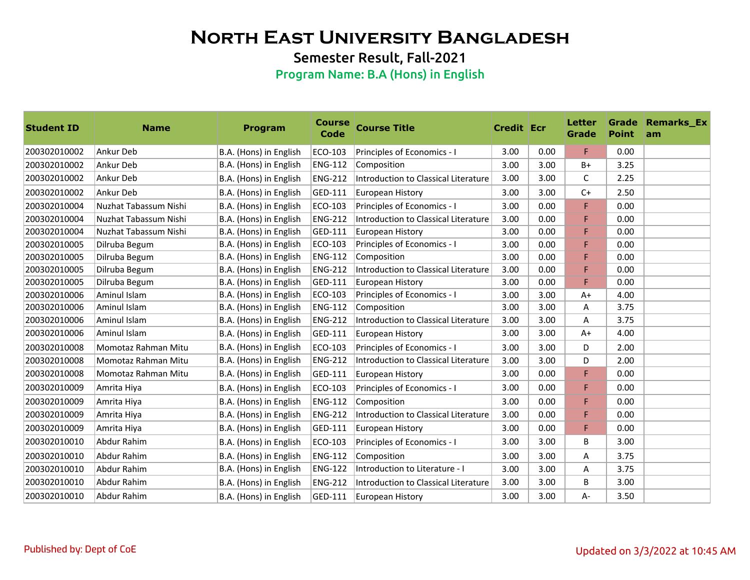# North East University Bangladesh

## Semester Result, Fall-2021

### Program Name: B.A (Hons) in English

| Student ID | Name | Program | Course Code | Course Title | Credit | Ecr | Letter Grade | Grade Point | Remarks_Exam |
|---|---|---|---|---|---|---|---|---|---|
| 200302010002 | Ankur Deb | B.A. (Hons) in English | ECO-103 | Principles of Economics - I | 3.00 | 0.00 | F | 0.00 | |
| 200302010002 | Ankur Deb | B.A. (Hons) in English | ENG-112 | Composition | 3.00 | 3.00 | B+ | 3.25 | |
| 200302010002 | Ankur Deb | B.A. (Hons) in English | ENG-212 | Introduction to Classical Literature | 3.00 | 3.00 | C | 2.25 | |
| 200302010002 | Ankur Deb | B.A. (Hons) in English | GED-111 | European History | 3.00 | 3.00 | C+ | 2.50 | |
| 200302010004 | Nuzhat Tabassum Nishi | B.A. (Hons) in English | ECO-103 | Principles of Economics - I | 3.00 | 0.00 | F | 0.00 | |
| 200302010004 | Nuzhat Tabassum Nishi | B.A. (Hons) in English | ENG-212 | Introduction to Classical Literature | 3.00 | 0.00 | F | 0.00 | |
| 200302010004 | Nuzhat Tabassum Nishi | B.A. (Hons) in English | GED-111 | European History | 3.00 | 0.00 | F | 0.00 | |
| 200302010005 | Dilruba Begum | B.A. (Hons) in English | ECO-103 | Principles of Economics - I | 3.00 | 0.00 | F | 0.00 | |
| 200302010005 | Dilruba Begum | B.A. (Hons) in English | ENG-112 | Composition | 3.00 | 0.00 | F | 0.00 | |
| 200302010005 | Dilruba Begum | B.A. (Hons) in English | ENG-212 | Introduction to Classical Literature | 3.00 | 0.00 | F | 0.00 | |
| 200302010005 | Dilruba Begum | B.A. (Hons) in English | GED-111 | European History | 3.00 | 0.00 | F | 0.00 | |
| 200302010006 | Aminul Islam | B.A. (Hons) in English | ECO-103 | Principles of Economics - I | 3.00 | 3.00 | A+ | 4.00 | |
| 200302010006 | Aminul Islam | B.A. (Hons) in English | ENG-112 | Composition | 3.00 | 3.00 | A | 3.75 | |
| 200302010006 | Aminul Islam | B.A. (Hons) in English | ENG-212 | Introduction to Classical Literature | 3.00 | 3.00 | A | 3.75 | |
| 200302010006 | Aminul Islam | B.A. (Hons) in English | GED-111 | European History | 3.00 | 3.00 | A+ | 4.00 | |
| 200302010008 | Momotaz Rahman Mitu | B.A. (Hons) in English | ECO-103 | Principles of Economics - I | 3.00 | 3.00 | D | 2.00 | |
| 200302010008 | Momotaz Rahman Mitu | B.A. (Hons) in English | ENG-212 | Introduction to Classical Literature | 3.00 | 3.00 | D | 2.00 | |
| 200302010008 | Momotaz Rahman Mitu | B.A. (Hons) in English | GED-111 | European History | 3.00 | 0.00 | F | 0.00 | |
| 200302010009 | Amrita Hiya | B.A. (Hons) in English | ECO-103 | Principles of Economics - I | 3.00 | 0.00 | F | 0.00 | |
| 200302010009 | Amrita Hiya | B.A. (Hons) in English | ENG-112 | Composition | 3.00 | 0.00 | F | 0.00 | |
| 200302010009 | Amrita Hiya | B.A. (Hons) in English | ENG-212 | Introduction to Classical Literature | 3.00 | 0.00 | F | 0.00 | |
| 200302010009 | Amrita Hiya | B.A. (Hons) in English | GED-111 | European History | 3.00 | 0.00 | F | 0.00 | |
| 200302010010 | Abdur Rahim | B.A. (Hons) in English | ECO-103 | Principles of Economics - I | 3.00 | 3.00 | B | 3.00 | |
| 200302010010 | Abdur Rahim | B.A. (Hons) in English | ENG-112 | Composition | 3.00 | 3.00 | A | 3.75 | |
| 200302010010 | Abdur Rahim | B.A. (Hons) in English | ENG-122 | Introduction to Literature - I | 3.00 | 3.00 | A | 3.75 | |
| 200302010010 | Abdur Rahim | B.A. (Hons) in English | ENG-212 | Introduction to Classical Literature | 3.00 | 3.00 | B | 3.00 | |
| 200302010010 | Abdur Rahim | B.A. (Hons) in English | GED-111 | European History | 3.00 | 3.00 | A- | 3.50 | |

Published by: Dept of CoE

Updated on 3/3/2022 at 10:45 AM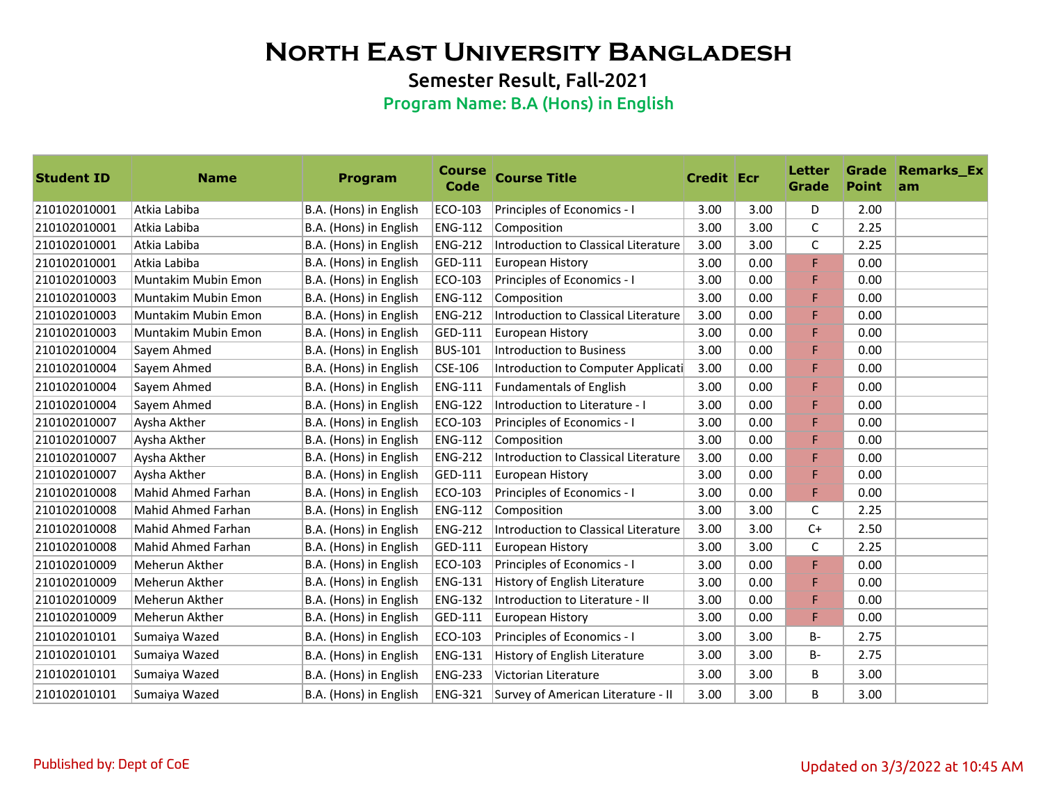# North East University Bangladesh

## Semester Result, Fall-2021

### Program Name: B.A (Hons) in English

| Student ID | Name | Program | Course Code | Course Title | Credit | Ecr | Letter Grade | Grade Point | Remarks_Exam |
|---|---|---|---|---|---|---|---|---|---|
| 210102010001 | Atkia Labiba | B.A. (Hons) in English | ECO-103 | Principles of Economics - I | 3.00 | 3.00 | D | 2.00 | |
| 210102010001 | Atkia Labiba | B.A. (Hons) in English | ENG-112 | Composition | 3.00 | 3.00 | C | 2.25 | |
| 210102010001 | Atkia Labiba | B.A. (Hons) in English | ENG-212 | Introduction to Classical Literature | 3.00 | 3.00 | C | 2.25 | |
| 210102010001 | Atkia Labiba | B.A. (Hons) in English | GED-111 | European History | 3.00 | 0.00 | F | 0.00 | |
| 210102010003 | Muntakim Mubin Emon | B.A. (Hons) in English | ECO-103 | Principles of Economics - I | 3.00 | 0.00 | F | 0.00 | |
| 210102010003 | Muntakim Mubin Emon | B.A. (Hons) in English | ENG-112 | Composition | 3.00 | 0.00 | F | 0.00 | |
| 210102010003 | Muntakim Mubin Emon | B.A. (Hons) in English | ENG-212 | Introduction to Classical Literature | 3.00 | 0.00 | F | 0.00 | |
| 210102010003 | Muntakim Mubin Emon | B.A. (Hons) in English | GED-111 | European History | 3.00 | 0.00 | F | 0.00 | |
| 210102010004 | Sayem Ahmed | B.A. (Hons) in English | BUS-101 | Introduction to Business | 3.00 | 0.00 | F | 0.00 | |
| 210102010004 | Sayem Ahmed | B.A. (Hons) in English | CSE-106 | Introduction to Computer Applicati | 3.00 | 0.00 | F | 0.00 | |
| 210102010004 | Sayem Ahmed | B.A. (Hons) in English | ENG-111 | Fundamentals of English | 3.00 | 0.00 | F | 0.00 | |
| 210102010004 | Sayem Ahmed | B.A. (Hons) in English | ENG-122 | Introduction to Literature - I | 3.00 | 0.00 | F | 0.00 | |
| 210102010007 | Aysha Akther | B.A. (Hons) in English | ECO-103 | Principles of Economics - I | 3.00 | 0.00 | F | 0.00 | |
| 210102010007 | Aysha Akther | B.A. (Hons) in English | ENG-112 | Composition | 3.00 | 0.00 | F | 0.00 | |
| 210102010007 | Aysha Akther | B.A. (Hons) in English | ENG-212 | Introduction to Classical Literature | 3.00 | 0.00 | F | 0.00 | |
| 210102010007 | Aysha Akther | B.A. (Hons) in English | GED-111 | European History | 3.00 | 0.00 | F | 0.00 | |
| 210102010008 | Mahid Ahmed Farhan | B.A. (Hons) in English | ECO-103 | Principles of Economics - I | 3.00 | 0.00 | F | 0.00 | |
| 210102010008 | Mahid Ahmed Farhan | B.A. (Hons) in English | ENG-112 | Composition | 3.00 | 3.00 | C | 2.25 | |
| 210102010008 | Mahid Ahmed Farhan | B.A. (Hons) in English | ENG-212 | Introduction to Classical Literature | 3.00 | 3.00 | C+ | 2.50 | |
| 210102010008 | Mahid Ahmed Farhan | B.A. (Hons) in English | GED-111 | European History | 3.00 | 3.00 | C | 2.25 | |
| 210102010009 | Meherun Akther | B.A. (Hons) in English | ECO-103 | Principles of Economics - I | 3.00 | 0.00 | F | 0.00 | |
| 210102010009 | Meherun Akther | B.A. (Hons) in English | ENG-131 | History of English Literature | 3.00 | 0.00 | F | 0.00 | |
| 210102010009 | Meherun Akther | B.A. (Hons) in English | ENG-132 | Introduction to Literature - II | 3.00 | 0.00 | F | 0.00 | |
| 210102010009 | Meherun Akther | B.A. (Hons) in English | GED-111 | European History | 3.00 | 0.00 | F | 0.00 | |
| 210102010101 | Sumaiya Wazed | B.A. (Hons) in English | ECO-103 | Principles of Economics - I | 3.00 | 3.00 | B- | 2.75 | |
| 210102010101 | Sumaiya Wazed | B.A. (Hons) in English | ENG-131 | History of English Literature | 3.00 | 3.00 | B- | 2.75 | |
| 210102010101 | Sumaiya Wazed | B.A. (Hons) in English | ENG-233 | Victorian Literature | 3.00 | 3.00 | B | 3.00 | |
| 210102010101 | Sumaiya Wazed | B.A. (Hons) in English | ENG-321 | Survey of American Literature - II | 3.00 | 3.00 | B | 3.00 | |

Published by: Dept of CoE

Updated on 3/3/2022 at 10:45 AM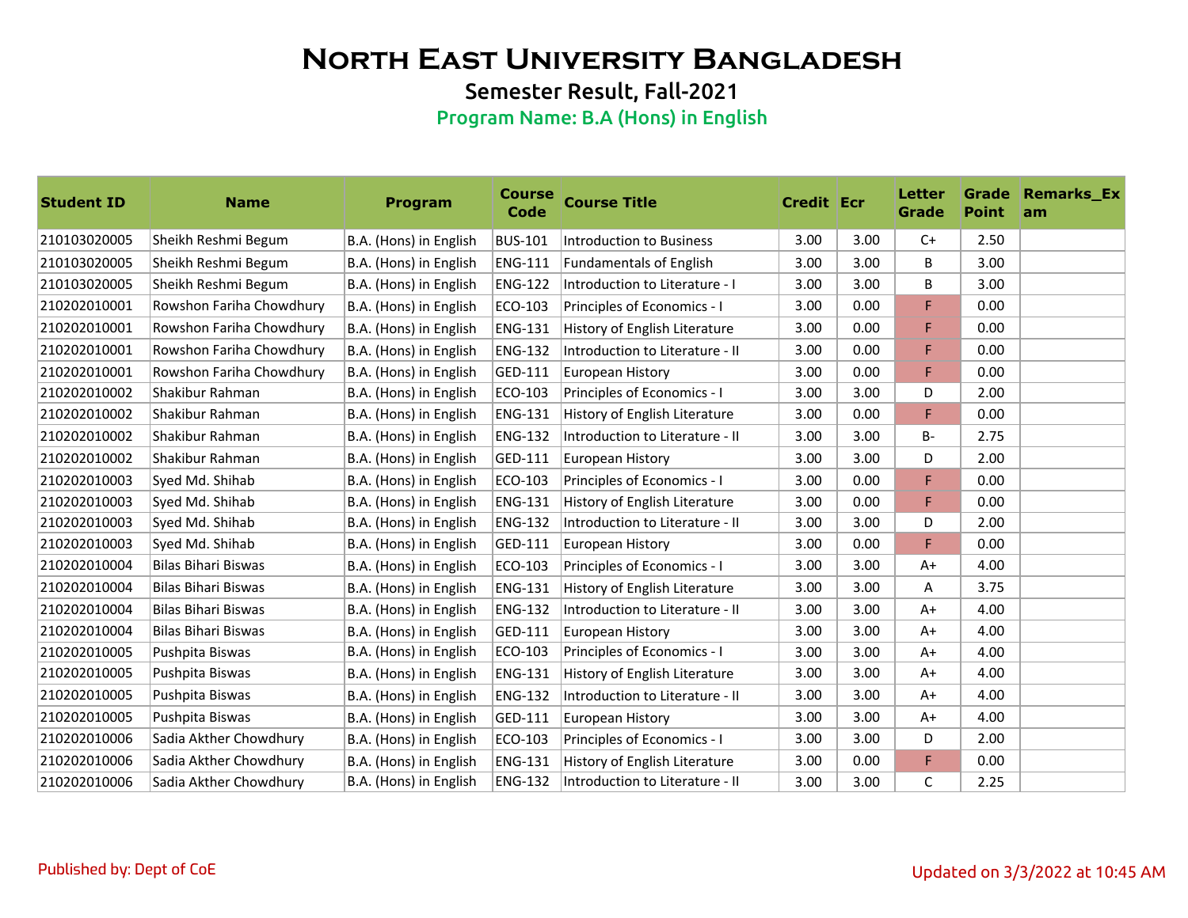# North East University Bangladesh

## Semester Result, Fall-2021

### Program Name: B.A (Hons) in English

| Student ID | Name | Program | Course Code | Course Title | Credit | Ecr | Letter Grade | Grade Point | Remarks_Exam |
|---|---|---|---|---|---|---|---|---|---|
| 210103020005 | Sheikh Reshmi Begum | B.A. (Hons) in English | BUS-101 | Introduction to Business | 3.00 | 3.00 | C+ | 2.50 | |
| 210103020005 | Sheikh Reshmi Begum | B.A. (Hons) in English | ENG-111 | Fundamentals of English | 3.00 | 3.00 | B | 3.00 | |
| 210103020005 | Sheikh Reshmi Begum | B.A. (Hons) in English | ENG-122 | Introduction to Literature - I | 3.00 | 3.00 | B | 3.00 | |
| 210202010001 | Rowshon Fariha Chowdhury | B.A. (Hons) in English | ECO-103 | Principles of Economics - I | 3.00 | 0.00 | F | 0.00 | |
| 210202010001 | Rowshon Fariha Chowdhury | B.A. (Hons) in English | ENG-131 | History of English Literature | 3.00 | 0.00 | F | 0.00 | |
| 210202010001 | Rowshon Fariha Chowdhury | B.A. (Hons) in English | ENG-132 | Introduction to Literature - II | 3.00 | 0.00 | F | 0.00 | |
| 210202010001 | Rowshon Fariha Chowdhury | B.A. (Hons) in English | GED-111 | European History | 3.00 | 0.00 | F | 0.00 | |
| 210202010002 | Shakibur Rahman | B.A. (Hons) in English | ECO-103 | Principles of Economics - I | 3.00 | 3.00 | D | 2.00 | |
| 210202010002 | Shakibur Rahman | B.A. (Hons) in English | ENG-131 | History of English Literature | 3.00 | 0.00 | F | 0.00 | |
| 210202010002 | Shakibur Rahman | B.A. (Hons) in English | ENG-132 | Introduction to Literature - II | 3.00 | 3.00 | B- | 2.75 | |
| 210202010002 | Shakibur Rahman | B.A. (Hons) in English | GED-111 | European History | 3.00 | 3.00 | D | 2.00 | |
| 210202010003 | Syed Md. Shihab | B.A. (Hons) in English | ECO-103 | Principles of Economics - I | 3.00 | 0.00 | F | 0.00 | |
| 210202010003 | Syed Md. Shihab | B.A. (Hons) in English | ENG-131 | History of English Literature | 3.00 | 0.00 | F | 0.00 | |
| 210202010003 | Syed Md. Shihab | B.A. (Hons) in English | ENG-132 | Introduction to Literature - II | 3.00 | 3.00 | D | 2.00 | |
| 210202010003 | Syed Md. Shihab | B.A. (Hons) in English | GED-111 | European History | 3.00 | 0.00 | F | 0.00 | |
| 210202010004 | Bilas Bihari Biswas | B.A. (Hons) in English | ECO-103 | Principles of Economics - I | 3.00 | 3.00 | A+ | 4.00 | |
| 210202010004 | Bilas Bihari Biswas | B.A. (Hons) in English | ENG-131 | History of English Literature | 3.00 | 3.00 | A | 3.75 | |
| 210202010004 | Bilas Bihari Biswas | B.A. (Hons) in English | ENG-132 | Introduction to Literature - II | 3.00 | 3.00 | A+ | 4.00 | |
| 210202010004 | Bilas Bihari Biswas | B.A. (Hons) in English | GED-111 | European History | 3.00 | 3.00 | A+ | 4.00 | |
| 210202010005 | Pushpita Biswas | B.A. (Hons) in English | ECO-103 | Principles of Economics - I | 3.00 | 3.00 | A+ | 4.00 | |
| 210202010005 | Pushpita Biswas | B.A. (Hons) in English | ENG-131 | History of English Literature | 3.00 | 3.00 | A+ | 4.00 | |
| 210202010005 | Pushpita Biswas | B.A. (Hons) in English | ENG-132 | Introduction to Literature - II | 3.00 | 3.00 | A+ | 4.00 | |
| 210202010005 | Pushpita Biswas | B.A. (Hons) in English | GED-111 | European History | 3.00 | 3.00 | A+ | 4.00 | |
| 210202010006 | Sadia Akther Chowdhury | B.A. (Hons) in English | ECO-103 | Principles of Economics - I | 3.00 | 3.00 | D | 2.00 | |
| 210202010006 | Sadia Akther Chowdhury | B.A. (Hons) in English | ENG-131 | History of English Literature | 3.00 | 0.00 | F | 0.00 | |
| 210202010006 | Sadia Akther Chowdhury | B.A. (Hons) in English | ENG-132 | Introduction to Literature - II | 3.00 | 3.00 | C | 2.25 | |

Published by: Dept of CoE

Updated on 3/3/2022 at 10:45 AM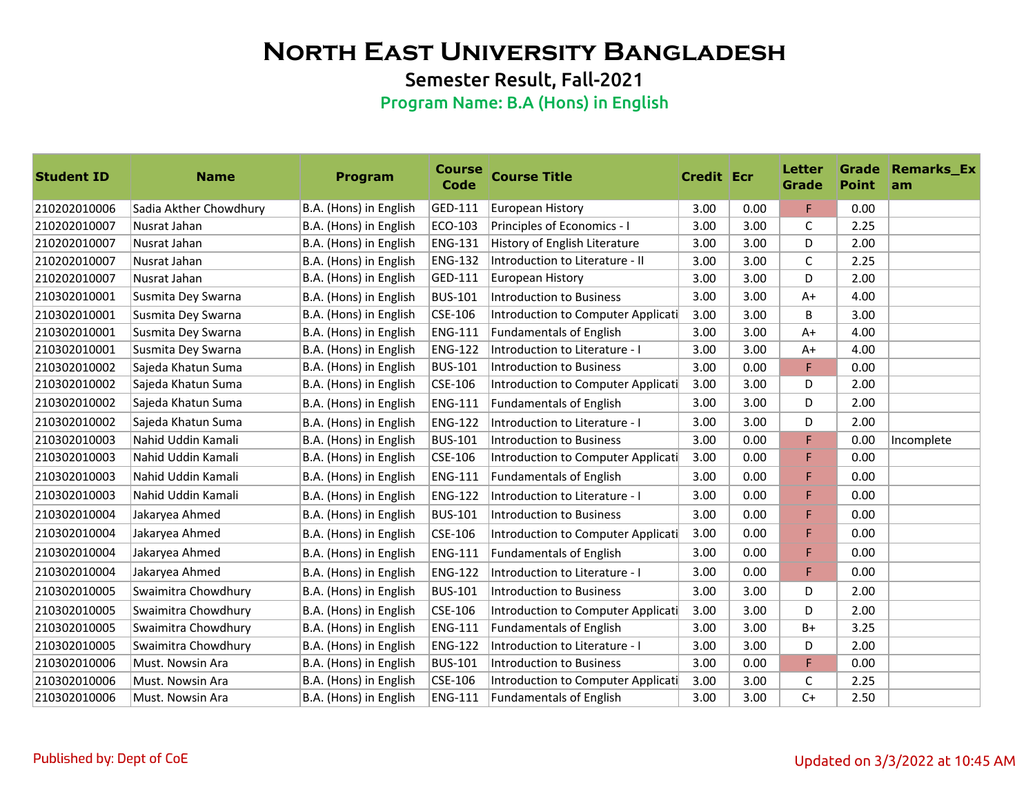# North East University Bangladesh

## Semester Result, Fall-2021

### Program Name: B.A (Hons) in English

| Student ID | Name | Program | Course Code | Course Title | Credit | Ecr | Letter Grade | Grade Point | Remarks_Exam |
|---|---|---|---|---|---|---|---|---|---|
| 210202010006 | Sadia Akther Chowdhury | B.A. (Hons) in English | GED-111 | European History | 3.00 | 0.00 | F | 0.00 | |
| 210202010007 | Nusrat Jahan | B.A. (Hons) in English | ECO-103 | Principles of Economics - I | 3.00 | 3.00 | C | 2.25 | |
| 210202010007 | Nusrat Jahan | B.A. (Hons) in English | ENG-131 | History of English Literature | 3.00 | 3.00 | D | 2.00 | |
| 210202010007 | Nusrat Jahan | B.A. (Hons) in English | ENG-132 | Introduction to Literature - II | 3.00 | 3.00 | C | 2.25 | |
| 210202010007 | Nusrat Jahan | B.A. (Hons) in English | GED-111 | European History | 3.00 | 3.00 | D | 2.00 | |
| 210302010001 | Susmita Dey Swarna | B.A. (Hons) in English | BUS-101 | Introduction to Business | 3.00 | 3.00 | A+ | 4.00 | |
| 210302010001 | Susmita Dey Swarna | B.A. (Hons) in English | CSE-106 | Introduction to Computer Applicati | 3.00 | 3.00 | B | 3.00 | |
| 210302010001 | Susmita Dey Swarna | B.A. (Hons) in English | ENG-111 | Fundamentals of English | 3.00 | 3.00 | A+ | 4.00 | |
| 210302010001 | Susmita Dey Swarna | B.A. (Hons) in English | ENG-122 | Introduction to Literature - I | 3.00 | 3.00 | A+ | 4.00 | |
| 210302010002 | Sajeda Khatun Suma | B.A. (Hons) in English | BUS-101 | Introduction to Business | 3.00 | 0.00 | F | 0.00 | |
| 210302010002 | Sajeda Khatun Suma | B.A. (Hons) in English | CSE-106 | Introduction to Computer Applicati | 3.00 | 3.00 | D | 2.00 | |
| 210302010002 | Sajeda Khatun Suma | B.A. (Hons) in English | ENG-111 | Fundamentals of English | 3.00 | 3.00 | D | 2.00 | |
| 210302010002 | Sajeda Khatun Suma | B.A. (Hons) in English | ENG-122 | Introduction to Literature - I | 3.00 | 3.00 | D | 2.00 | |
| 210302010003 | Nahid Uddin Kamali | B.A. (Hons) in English | BUS-101 | Introduction to Business | 3.00 | 0.00 | F | 0.00 | Incomplete |
| 210302010003 | Nahid Uddin Kamali | B.A. (Hons) in English | CSE-106 | Introduction to Computer Applicati | 3.00 | 0.00 | F | 0.00 | |
| 210302010003 | Nahid Uddin Kamali | B.A. (Hons) in English | ENG-111 | Fundamentals of English | 3.00 | 0.00 | F | 0.00 | |
| 210302010003 | Nahid Uddin Kamali | B.A. (Hons) in English | ENG-122 | Introduction to Literature - I | 3.00 | 0.00 | F | 0.00 | |
| 210302010004 | Jakaryea Ahmed | B.A. (Hons) in English | BUS-101 | Introduction to Business | 3.00 | 0.00 | F | 0.00 | |
| 210302010004 | Jakaryea Ahmed | B.A. (Hons) in English | CSE-106 | Introduction to Computer Applicati | 3.00 | 0.00 | F | 0.00 | |
| 210302010004 | Jakaryea Ahmed | B.A. (Hons) in English | ENG-111 | Fundamentals of English | 3.00 | 0.00 | F | 0.00 | |
| 210302010004 | Jakaryea Ahmed | B.A. (Hons) in English | ENG-122 | Introduction to Literature - I | 3.00 | 0.00 | F | 0.00 | |
| 210302010005 | Swaimitra Chowdhury | B.A. (Hons) in English | BUS-101 | Introduction to Business | 3.00 | 3.00 | D | 2.00 | |
| 210302010005 | Swaimitra Chowdhury | B.A. (Hons) in English | CSE-106 | Introduction to Computer Applicati | 3.00 | 3.00 | D | 2.00 | |
| 210302010005 | Swaimitra Chowdhury | B.A. (Hons) in English | ENG-111 | Fundamentals of English | 3.00 | 3.00 | B+ | 3.25 | |
| 210302010005 | Swaimitra Chowdhury | B.A. (Hons) in English | ENG-122 | Introduction to Literature - I | 3.00 | 3.00 | D | 2.00 | |
| 210302010006 | Must. Nowsin Ara | B.A. (Hons) in English | BUS-101 | Introduction to Business | 3.00 | 0.00 | F | 0.00 | |
| 210302010006 | Must. Nowsin Ara | B.A. (Hons) in English | CSE-106 | Introduction to Computer Applicati | 3.00 | 3.00 | C | 2.25 | |
| 210302010006 | Must. Nowsin Ara | B.A. (Hons) in English | ENG-111 | Fundamentals of English | 3.00 | 3.00 | C+ | 2.50 | |

Published by: Dept of CoE

Updated on 3/3/2022 at 10:45 AM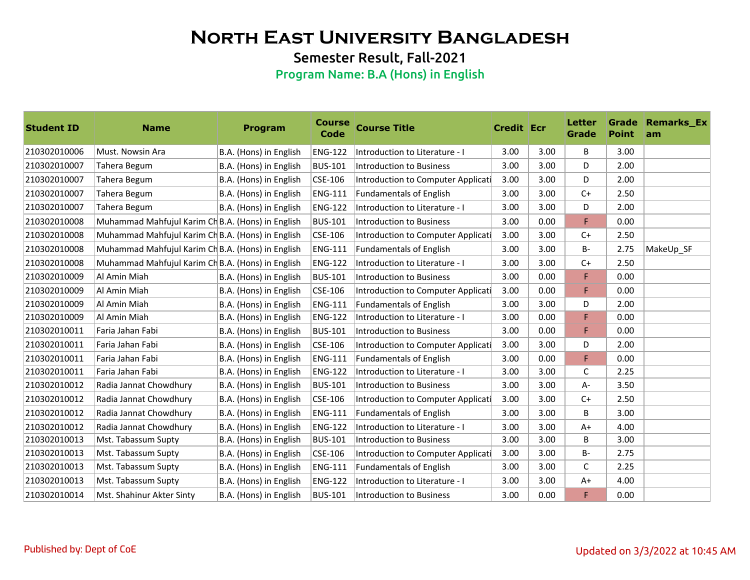# North East University Bangladesh

## Semester Result, Fall-2021

### Program Name: B.A (Hons) in English

| Student ID | Name | Program | Course Code | Course Title | Credit | Ecr | Letter Grade | Grade Point | Remarks_Exam |
|---|---|---|---|---|---|---|---|---|---|
| 210302010006 | Must. Nowsin Ara | B.A. (Hons) in English | ENG-122 | Introduction to Literature - I | 3.00 | 3.00 | B | 3.00 | |
| 210302010007 | Tahera Begum | B.A. (Hons) in English | BUS-101 | Introduction to Business | 3.00 | 3.00 | D | 2.00 | |
| 210302010007 | Tahera Begum | B.A. (Hons) in English | CSE-106 | Introduction to Computer Applicati | 3.00 | 3.00 | D | 2.00 | |
| 210302010007 | Tahera Begum | B.A. (Hons) in English | ENG-111 | Fundamentals of English | 3.00 | 3.00 | C+ | 2.50 | |
| 210302010007 | Tahera Begum | B.A. (Hons) in English | ENG-122 | Introduction to Literature - I | 3.00 | 3.00 | D | 2.00 | |
| 210302010008 | Muhammad Mahfujul Karim Ch | B.A. (Hons) in English | BUS-101 | Introduction to Business | 3.00 | 0.00 | F | 0.00 | |
| 210302010008 | Muhammad Mahfujul Karim Ch | B.A. (Hons) in English | CSE-106 | Introduction to Computer Applicati | 3.00 | 3.00 | C+ | 2.50 | |
| 210302010008 | Muhammad Mahfujul Karim Ch | B.A. (Hons) in English | ENG-111 | Fundamentals of English | 3.00 | 3.00 | B- | 2.75 | MakeUp_SF |
| 210302010008 | Muhammad Mahfujul Karim Ch | B.A. (Hons) in English | ENG-122 | Introduction to Literature - I | 3.00 | 3.00 | C+ | 2.50 | |
| 210302010009 | Al Amin Miah | B.A. (Hons) in English | BUS-101 | Introduction to Business | 3.00 | 0.00 | F | 0.00 | |
| 210302010009 | Al Amin Miah | B.A. (Hons) in English | CSE-106 | Introduction to Computer Applicati | 3.00 | 0.00 | F | 0.00 | |
| 210302010009 | Al Amin Miah | B.A. (Hons) in English | ENG-111 | Fundamentals of English | 3.00 | 3.00 | D | 2.00 | |
| 210302010009 | Al Amin Miah | B.A. (Hons) in English | ENG-122 | Introduction to Literature - I | 3.00 | 0.00 | F | 0.00 | |
| 210302010011 | Faria Jahan Fabi | B.A. (Hons) in English | BUS-101 | Introduction to Business | 3.00 | 0.00 | F | 0.00 | |
| 210302010011 | Faria Jahan Fabi | B.A. (Hons) in English | CSE-106 | Introduction to Computer Applicati | 3.00 | 3.00 | D | 2.00 | |
| 210302010011 | Faria Jahan Fabi | B.A. (Hons) in English | ENG-111 | Fundamentals of English | 3.00 | 0.00 | F | 0.00 | |
| 210302010011 | Faria Jahan Fabi | B.A. (Hons) in English | ENG-122 | Introduction to Literature - I | 3.00 | 3.00 | C | 2.25 | |
| 210302010012 | Radia Jannat Chowdhury | B.A. (Hons) in English | BUS-101 | Introduction to Business | 3.00 | 3.00 | A- | 3.50 | |
| 210302010012 | Radia Jannat Chowdhury | B.A. (Hons) in English | CSE-106 | Introduction to Computer Applicati | 3.00 | 3.00 | C+ | 2.50 | |
| 210302010012 | Radia Jannat Chowdhury | B.A. (Hons) in English | ENG-111 | Fundamentals of English | 3.00 | 3.00 | B | 3.00 | |
| 210302010012 | Radia Jannat Chowdhury | B.A. (Hons) in English | ENG-122 | Introduction to Literature - I | 3.00 | 3.00 | A+ | 4.00 | |
| 210302010013 | Mst. Tabassum Supty | B.A. (Hons) in English | BUS-101 | Introduction to Business | 3.00 | 3.00 | B | 3.00 | |
| 210302010013 | Mst. Tabassum Supty | B.A. (Hons) in English | CSE-106 | Introduction to Computer Applicati | 3.00 | 3.00 | B- | 2.75 | |
| 210302010013 | Mst. Tabassum Supty | B.A. (Hons) in English | ENG-111 | Fundamentals of English | 3.00 | 3.00 | C | 2.25 | |
| 210302010013 | Mst. Tabassum Supty | B.A. (Hons) in English | ENG-122 | Introduction to Literature - I | 3.00 | 3.00 | A+ | 4.00 | |
| 210302010014 | Mst. Shahinur Akter Sinty | B.A. (Hons) in English | BUS-101 | Introduction to Business | 3.00 | 0.00 | F | 0.00 | |

Published by: Dept of CoE

Updated on 3/3/2022 at 10:45 AM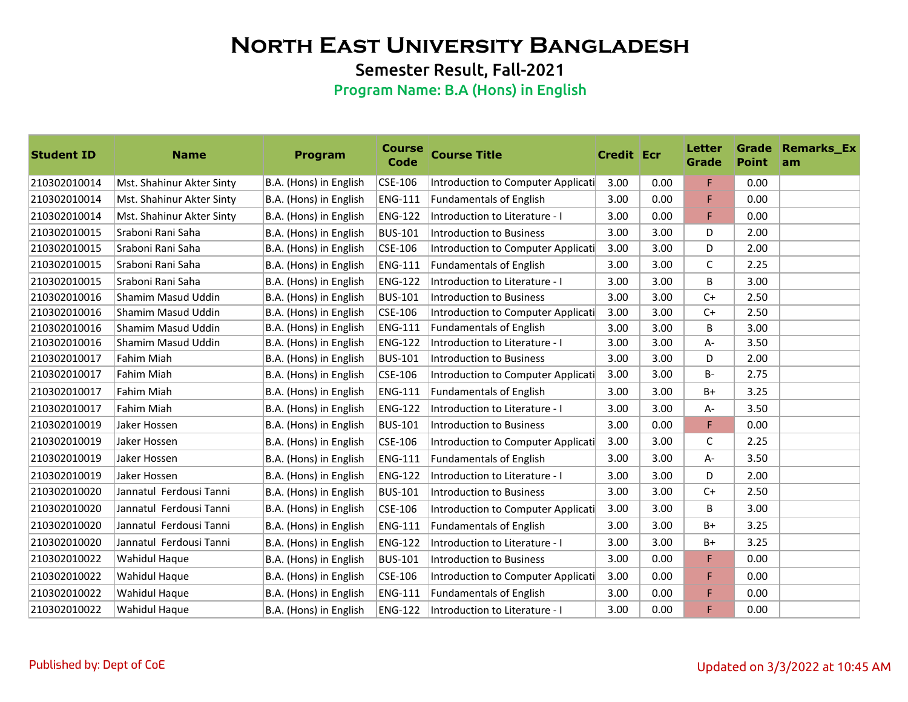# North East University Bangladesh

## Semester Result, Fall-2021

### Program Name: B.A (Hons) in English

| Student ID | Name | Program | Course Code | Course Title | Credit | Ecr | Letter Grade | Grade Point | Remarks_Exam |
|---|---|---|---|---|---|---|---|---|---|
| 210302010014 | Mst. Shahinur Akter Sinty | B.A. (Hons) in English | CSE-106 | Introduction to Computer Applicati | 3.00 | 0.00 | F | 0.00 | |
| 210302010014 | Mst. Shahinur Akter Sinty | B.A. (Hons) in English | ENG-111 | Fundamentals of English | 3.00 | 0.00 | F | 0.00 | |
| 210302010014 | Mst. Shahinur Akter Sinty | B.A. (Hons) in English | ENG-122 | Introduction to Literature - I | 3.00 | 0.00 | F | 0.00 | |
| 210302010015 | Sraboni Rani Saha | B.A. (Hons) in English | BUS-101 | Introduction to Business | 3.00 | 3.00 | D | 2.00 | |
| 210302010015 | Sraboni Rani Saha | B.A. (Hons) in English | CSE-106 | Introduction to Computer Applicati | 3.00 | 3.00 | D | 2.00 | |
| 210302010015 | Sraboni Rani Saha | B.A. (Hons) in English | ENG-111 | Fundamentals of English | 3.00 | 3.00 | C | 2.25 | |
| 210302010015 | Sraboni Rani Saha | B.A. (Hons) in English | ENG-122 | Introduction to Literature - I | 3.00 | 3.00 | B | 3.00 | |
| 210302010016 | Shamim Masud Uddin | B.A. (Hons) in English | BUS-101 | Introduction to Business | 3.00 | 3.00 | C+ | 2.50 | |
| 210302010016 | Shamim Masud Uddin | B.A. (Hons) in English | CSE-106 | Introduction to Computer Applicati | 3.00 | 3.00 | C+ | 2.50 | |
| 210302010016 | Shamim Masud Uddin | B.A. (Hons) in English | ENG-111 | Fundamentals of English | 3.00 | 3.00 | B | 3.00 | |
| 210302010016 | Shamim Masud Uddin | B.A. (Hons) in English | ENG-122 | Introduction to Literature - I | 3.00 | 3.00 | A- | 3.50 | |
| 210302010017 | Fahim Miah | B.A. (Hons) in English | BUS-101 | Introduction to Business | 3.00 | 3.00 | D | 2.00 | |
| 210302010017 | Fahim Miah | B.A. (Hons) in English | CSE-106 | Introduction to Computer Applicati | 3.00 | 3.00 | B- | 2.75 | |
| 210302010017 | Fahim Miah | B.A. (Hons) in English | ENG-111 | Fundamentals of English | 3.00 | 3.00 | B+ | 3.25 | |
| 210302010017 | Fahim Miah | B.A. (Hons) in English | ENG-122 | Introduction to Literature - I | 3.00 | 3.00 | A- | 3.50 | |
| 210302010019 | Jaker Hossen | B.A. (Hons) in English | BUS-101 | Introduction to Business | 3.00 | 0.00 | F | 0.00 | |
| 210302010019 | Jaker Hossen | B.A. (Hons) in English | CSE-106 | Introduction to Computer Applicati | 3.00 | 3.00 | C | 2.25 | |
| 210302010019 | Jaker Hossen | B.A. (Hons) in English | ENG-111 | Fundamentals of English | 3.00 | 3.00 | A- | 3.50 | |
| 210302010019 | Jaker Hossen | B.A. (Hons) in English | ENG-122 | Introduction to Literature - I | 3.00 | 3.00 | D | 2.00 | |
| 210302010020 | Jannatul Ferdousi Tanni | B.A. (Hons) in English | BUS-101 | Introduction to Business | 3.00 | 3.00 | C+ | 2.50 | |
| 210302010020 | Jannatul Ferdousi Tanni | B.A. (Hons) in English | CSE-106 | Introduction to Computer Applicati | 3.00 | 3.00 | B | 3.00 | |
| 210302010020 | Jannatul Ferdousi Tanni | B.A. (Hons) in English | ENG-111 | Fundamentals of English | 3.00 | 3.00 | B+ | 3.25 | |
| 210302010020 | Jannatul Ferdousi Tanni | B.A. (Hons) in English | ENG-122 | Introduction to Literature - I | 3.00 | 3.00 | B+ | 3.25 | |
| 210302010022 | Wahidul Haque | B.A. (Hons) in English | BUS-101 | Introduction to Business | 3.00 | 0.00 | F | 0.00 | |
| 210302010022 | Wahidul Haque | B.A. (Hons) in English | CSE-106 | Introduction to Computer Applicati | 3.00 | 0.00 | F | 0.00 | |
| 210302010022 | Wahidul Haque | B.A. (Hons) in English | ENG-111 | Fundamentals of English | 3.00 | 0.00 | F | 0.00 | |
| 210302010022 | Wahidul Haque | B.A. (Hons) in English | ENG-122 | Introduction to Literature - I | 3.00 | 0.00 | F | 0.00 | |

Published by: Dept of CoE

Updated on 3/3/2022 at 10:45 AM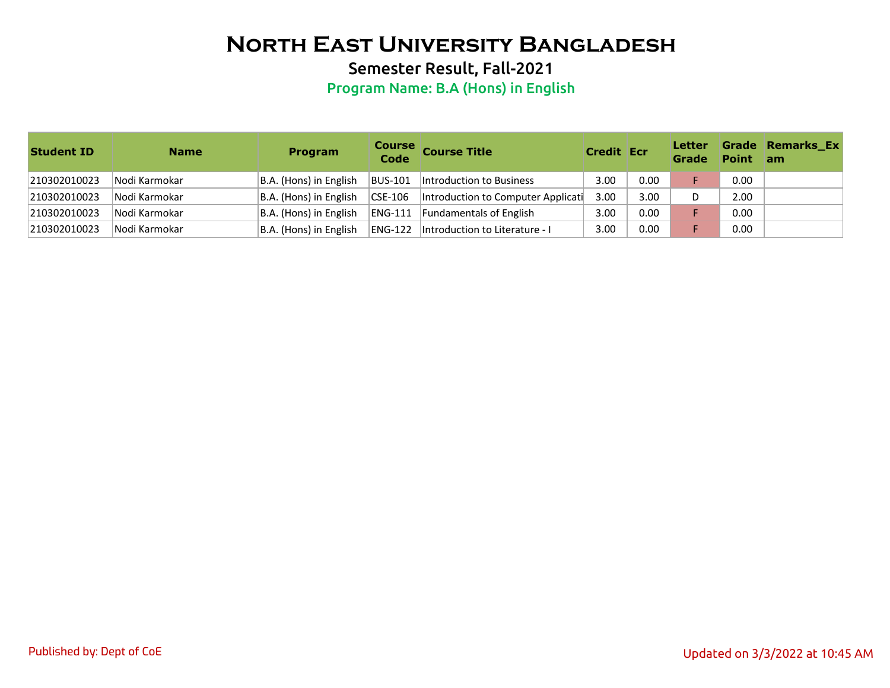# North East University Bangladesh

## Semester Result, Fall-2021

### Program Name: B.A (Hons) in English

| Student ID | Name | Program | Course Code | Course Title | Credit | Ecr | Letter Grade | Grade Point | Remarks_Exam |
|---|---|---|---|---|---|---|---|---|---|
| 210302010023 | Nodi Karmokar | B.A. (Hons) in English | BUS-101 | Introduction to Business | 3.00 | 0.00 | F | 0.00 | |
| 210302010023 | Nodi Karmokar | B.A. (Hons) in English | CSE-106 | Introduction to Computer Applicati | 3.00 | 3.00 | D | 2.00 | |
| 210302010023 | Nodi Karmokar | B.A. (Hons) in English | ENG-111 | Fundamentals of English | 3.00 | 0.00 | F | 0.00 | |
| 210302010023 | Nodi Karmokar | B.A. (Hons) in English | ENG-122 | Introduction to Literature - I | 3.00 | 0.00 | F | 0.00 | |

Published by: Dept of CoE

Updated on 3/3/2022 at 10:45 AM